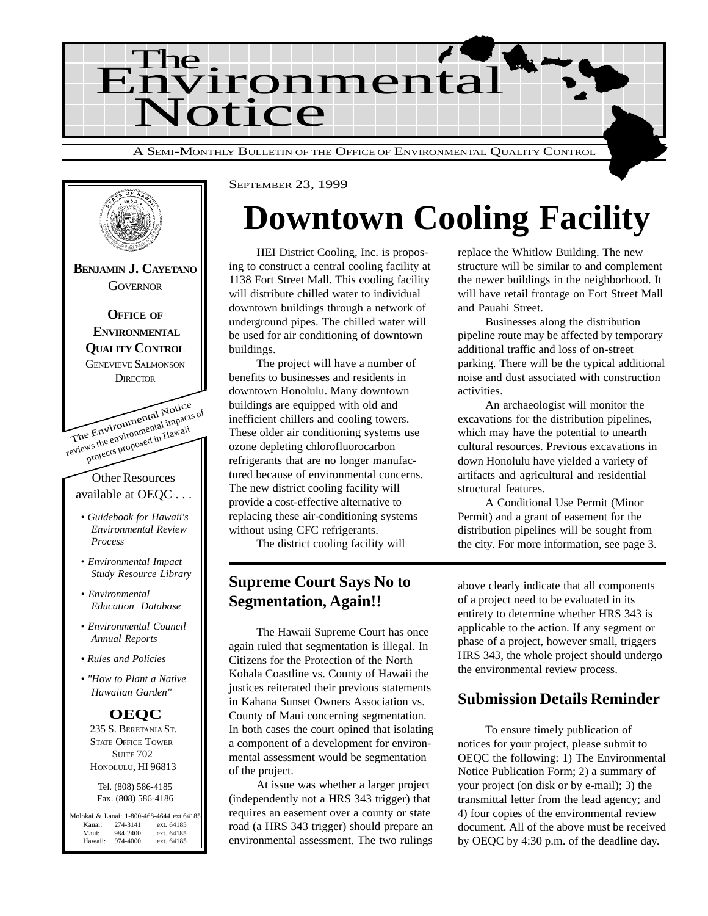# The Environmental Notice

A SEMI-MONTHLY BULLETIN OF THE OFFICE OF ENVIRONMENTAL QUALITY CONTROL

**BENJAMIN J. CAYETANO**
GOVERNOR

**OFFICE OF ENVIRONMENTAL QUALITY CONTROL**
GENEVIEVE SALMONSON
DIRECTOR

The Environmental Notice reviews the environmental impacts of projects proposed in Hawaii

Other Resources available at OEQC . . .

- *Guidebook for Hawaii's Environmental Review Process*
- *Environmental Impact Study Resource Library*
- *Environmental Education Database*
- *Environmental Council Annual Reports*
- *Rules and Policies*
- *"How to Plant a Native Hawaiian Garden"*

**OEQC**
235 S. BERETANIA ST.
STATE OFFICE TOWER
SUITE 702
HONOLULU, HI 96813

Tel. (808) 586-4185
Fax. (808) 586-4186

Molokai & Lanai: 1-800-468-4644 ext.64185
Kauai: 274-3141 ext. 64185
Maui: 984-2400 ext. 64185
Hawaii: 974-4000 ext. 64185

SEPTEMBER 23, 1999

# Downtown Cooling Facility

HEI District Cooling, Inc. is proposing to construct a central cooling facility at 1138 Fort Street Mall. This cooling facility will distribute chilled water to individual downtown buildings through a network of underground pipes. The chilled water will be used for air conditioning of downtown buildings.

The project will have a number of benefits to businesses and residents in downtown Honolulu. Many downtown buildings are equipped with old and inefficient chillers and cooling towers. These older air conditioning systems use ozone depleting chlorofluorocarbon refrigerants that are no longer manufactured because of environmental concerns. The new district cooling facility will provide a cost-effective alternative to replacing these air-conditioning systems without using CFC refrigerants.

The district cooling facility will replace the Whitlow Building. The new structure will be similar to and complement the newer buildings in the neighborhood. It will have retail frontage on Fort Street Mall and Pauahi Street.

Businesses along the distribution pipeline route may be affected by temporary additional traffic and loss of on-street parking. There will be the typical additional noise and dust associated with construction activities.

An archaeologist will monitor the excavations for the distribution pipelines, which may have the potential to unearth cultural resources. Previous excavations in down Honolulu have yielded a variety of artifacts and agricultural and residential structural features.

A Conditional Use Permit (Minor Permit) and a grant of easement for the distribution pipelines will be sought from the city. For more information, see page 3.

## Supreme Court Says No to Segmentation, Again!!

The Hawaii Supreme Court has once again ruled that segmentation is illegal. In Citizens for the Protection of the North Kohala Coastline vs. County of Hawaii the justices reiterated their previous statements in Kahana Sunset Owners Association vs. County of Maui concerning segmentation. In both cases the court opined that isolating a component of a development for environmental assessment would be segmentation of the project.

At issue was whether a larger project (independently not a HRS 343 trigger) that requires an easement over a county or state road (a HRS 343 trigger) should prepare an environmental assessment. The two rulings above clearly indicate that all components of a project need to be evaluated in its entirety to determine whether HRS 343 is applicable to the action. If any segment or phase of a project, however small, triggers HRS 343, the whole project should undergo the environmental review process.

## Submission Details Reminder

To ensure timely publication of notices for your project, please submit to OEQC the following: 1) The Environmental Notice Publication Form; 2) a summary of your project (on disk or by e-mail); 3) the transmittal letter from the lead agency; and 4) four copies of the environmental review document. All of the above must be received by OEQC by 4:30 p.m. of the deadline day.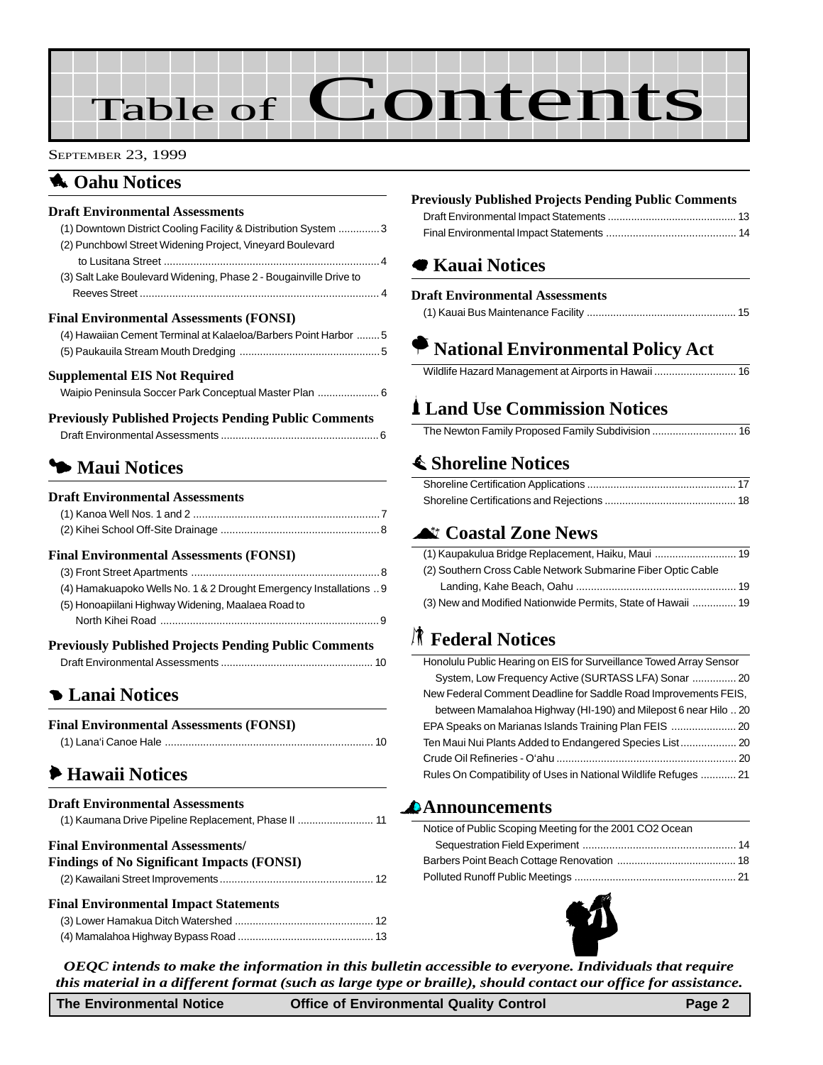# Table of Contents

SEPTEMBER 23, 1999

## Oahu Notices

### Draft Environmental Assessments

(1) Downtown District Cooling Facility & Distribution System .............. 3
(2) Punchbowl Street Widening Project, Vineyard Boulevard to Lusitana Street .............. 4
(3) Salt Lake Boulevard Widening, Phase 2 - Bougainville Drive to Reeves Street .............. 4

### Final Environmental Assessments (FONSI)

(4) Hawaiian Cement Terminal at Kalaeloa/Barbers Point Harbor .............. 5
(5) Paukauila Stream Mouth Dredging .............. 5

### Supplemental EIS Not Required

Waipio Peninsula Soccer Park Conceptual Master Plan .............. 6

### Previously Published Projects Pending Public Comments

Draft Environmental Assessments .............. 6

## Maui Notices

### Draft Environmental Assessments

(1) Kanoa Well Nos. 1 and 2 .............. 7
(2) Kihei School Off-Site Drainage .............. 8

### Final Environmental Assessments (FONSI)

(3) Front Street Apartments .............. 8
(4) Hamakuapoko Wells No. 1 & 2 Drought Emergency Installations .. 9
(5) Honoapiilani Highway Widening, Maalaea Road to North Kihei Road .............. 9

### Previously Published Projects Pending Public Comments

Draft Environmental Assessments .............. 10

## Lanai Notices

### Final Environmental Assessments (FONSI)

(1) Lana'i Canoe Hale .............. 10

## Hawaii Notices

### Draft Environmental Assessments

(1) Kaumana Drive Pipeline Replacement, Phase II .............. 11

### Final Environmental Assessments/ Findings of No Significant Impacts (FONSI)

(2) Kawailani Street Improvements .............. 12

### Final Environmental Impact Statements

(3) Lower Hamakua Ditch Watershed .............. 12
(4) Mamalahoa Highway Bypass Road .............. 13

### Previously Published Projects Pending Public Comments

Draft Environmental Impact Statements .............. 13
Final Environmental Impact Statements .............. 14

## Kauai Notices

### Draft Environmental Assessments

(1) Kauai Bus Maintenance Facility .............. 15

## National Environmental Policy Act

Wildlife Hazard Management at Airports in Hawaii .............. 16

## Land Use Commission Notices

The Newton Family Proposed Family Subdivision .............. 16

## Shoreline Notices

Shoreline Certification Applications .............. 17
Shoreline Certifications and Rejections .............. 18

## Coastal Zone News

(1) Kaupakulua Bridge Replacement, Haiku, Maui .............. 19
(2) Southern Cross Cable Network Submarine Fiber Optic Cable Landing, Kahe Beach, Oahu .............. 19
(3) New and Modified Nationwide Permits, State of Hawaii .............. 19

## Federal Notices

Honolulu Public Hearing on EIS for Surveillance Towed Array Sensor System, Low Frequency Active (SURTASS LFA) Sonar .............. 20
New Federal Comment Deadline for Saddle Road Improvements FEIS, between Mamalahoa Highway (HI-190) and Milepost 6 near Hilo .. 20
EPA Speaks on Marianas Islands Training Plan FEIS .............. 20
Ten Maui Nui Plants Added to Endangered Species List .............. 20
Crude Oil Refineries - O'ahu .............. 20
Rules On Compatibility of Uses in National Wildlife Refuges .............. 21

## Announcements

Notice of Public Scoping Meeting for the 2001 CO2 Ocean Sequestration Field Experiment .............. 14
Barbers Point Beach Cottage Renovation .............. 18
Polluted Runoff Public Meetings .............. 21

*OEQC intends to make the information in this bulletin accessible to everyone. Individuals that require this material in a different format (such as large type or braille), should contact our office for assistance.*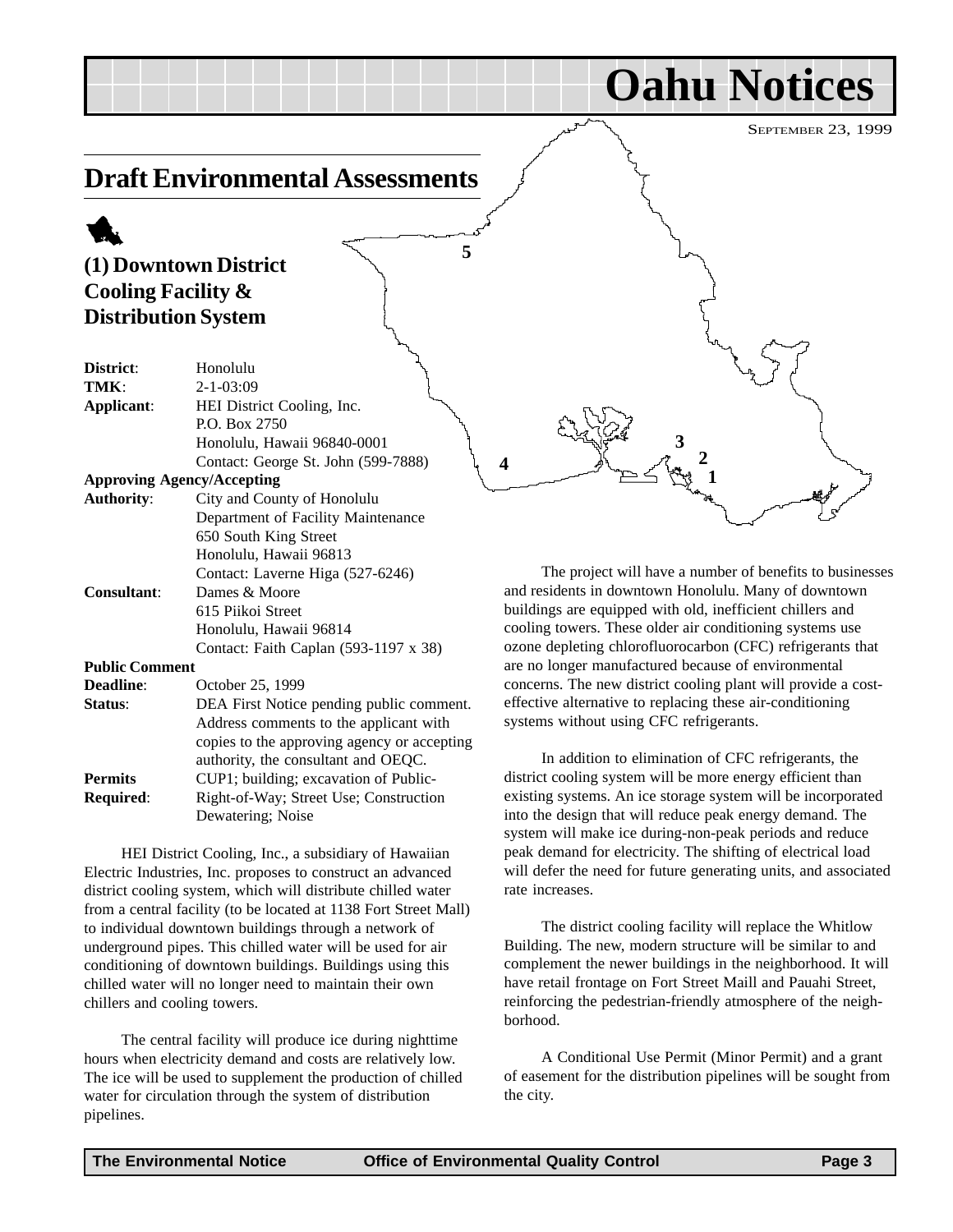# Oahu Notices

SEPTEMBER 23, 1999

## Draft Environmental Assessments

### (1) Downtown District Cooling Facility & Distribution System

| | |
|---|---|
| **District**: | Honolulu |
| **TMK**: | 2-1-03:09 |
| **Applicant**: | HEI District Cooling, Inc.<br>P.O. Box 2750<br>Honolulu, Hawaii 96840-0001<br>Contact: George St. John (599-7888) |
| **Approving Agency/Accepting Authority**: | City and County of Honolulu<br>Department of Facility Maintenance<br>650 South King Street<br>Honolulu, Hawaii 96813<br>Contact: Laverne Higa (527-6246) |
| **Consultant**: | Dames & Moore<br>615 Piikoi Street<br>Honolulu, Hawaii 96814<br>Contact: Faith Caplan (593-1197 x 38) |
| **Public Comment Deadline**: | October 25, 1999 |
| **Status**: | DEA First Notice pending public comment. Address comments to the applicant with copies to the approving agency or accepting authority, the consultant and OEQC. |
| **Permits Required**: | CUP1; building; excavation of Public-Right-of-Way; Street Use; Construction Dewatering; Noise |

HEI District Cooling, Inc., a subsidiary of Hawaiian Electric Industries, Inc. proposes to construct an advanced district cooling system, which will distribute chilled water from a central facility (to be located at 1138 Fort Street Mall) to individual downtown buildings through a network of underground pipes. This chilled water will be used for air conditioning of downtown buildings. Buildings using this chilled water will no longer need to maintain their own chillers and cooling towers.

The central facility will produce ice during nighttime hours when electricity demand and costs are relatively low. The ice will be used to supplement the production of chilled water for circulation through the system of distribution pipelines.

The project will have a number of benefits to businesses and residents in downtown Honolulu. Many of downtown buildings are equipped with old, inefficient chillers and cooling towers. These older air conditioning systems use ozone depleting chlorofluorocarbon (CFC) refrigerants that are no longer manufactured because of environmental concerns. The new district cooling plant will provide a cost-effective alternative to replacing these air-conditioning systems without using CFC refrigerants.

In addition to elimination of CFC refrigerants, the district cooling system will be more energy efficient than existing systems. An ice storage system will be incorporated into the design that will reduce peak energy demand. The system will make ice during-non-peak periods and reduce peak demand for electricity. The shifting of electrical load will defer the need for future generating units, and associated rate increases.

The district cooling facility will replace the Whitlow Building. The new, modern structure will be similar to and complement the newer buildings in the neighborhood. It will have retail frontage on Fort Street Maill and Pauahi Street, reinforcing the pedestrian-friendly atmosphere of the neighborhood.

A Conditional Use Permit (Minor Permit) and a grant of easement for the distribution pipelines will be sought from the city.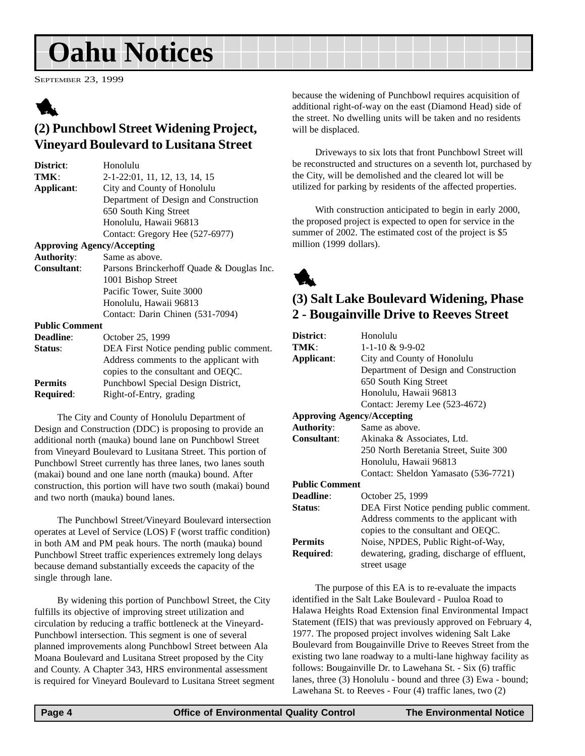# Oahu Notices

September 23, 1999

## (2) Punchbowl Street Widening Project, Vineyard Boulevard to Lusitana Street

**District**: Honolulu
**TMK**: 2-1-22:01, 11, 12, 13, 14, 15
**Applicant**: City and County of Honolulu
Department of Design and Construction
650 South King Street
Honolulu, Hawaii 96813
Contact: Gregory Hee (527-6977)

**Approving Agency/Accepting Authority**: Same as above.

**Consultant**: Parsons Brinckerhoff Quade & Douglas Inc.
1001 Bishop Street
Pacific Tower, Suite 3000
Honolulu, Hawaii 96813
Contact: Darin Chinen (531-7094)

**Public Comment Deadline**: October 25, 1999

**Status**: DEA First Notice pending public comment. Address comments to the applicant with copies to the consultant and OEQC.

**Permits Required**: Punchbowl Special Design District, Right-of-Entry, grading

The City and County of Honolulu Department of Design and Construction (DDC) is proposing to provide an additional north (mauka) bound lane on Punchbowl Street from Vineyard Boulevard to Lusitana Street. This portion of Punchbowl Street currently has three lanes, two lanes south (makai) bound and one lane north (mauka) bound. After construction, this portion will have two south (makai) bound and two north (mauka) bound lanes.

The Punchbowl Street/Vineyard Boulevard intersection operates at Level of Service (LOS) F (worst traffic condition) in both AM and PM peak hours. The north (mauka) bound Punchbowl Street traffic experiences extremely long delays because demand substantially exceeds the capacity of the single through lane.

By widening this portion of Punchbowl Street, the City fulfills its objective of improving street utilization and circulation by reducing a traffic bottleneck at the Vineyard-Punchbowl intersection. This segment is one of several planned improvements along Punchbowl Street between Ala Moana Boulevard and Lusitana Street proposed by the City and County. A Chapter 343, HRS environmental assessment is required for Vineyard Boulevard to Lusitana Street segment because the widening of Punchbowl requires acquisition of additional right-of-way on the east (Diamond Head) side of the street. No dwelling units will be taken and no residents will be displaced.

Driveways to six lots that front Punchbowl Street will be reconstructed and structures on a seventh lot, purchased by the City, will be demolished and the cleared lot will be utilized for parking by residents of the affected properties.

With construction anticipated to begin in early 2000, the proposed project is expected to open for service in the summer of 2002. The estimated cost of the project is $5 million (1999 dollars).

## (3) Salt Lake Boulevard Widening, Phase 2 - Bougainville Drive to Reeves Street

**District**: Honolulu
**TMK**: 1-1-10 & 9-9-02
**Applicant**: City and County of Honolulu
Department of Design and Construction
650 South King Street
Honolulu, Hawaii 96813
Contact: Jeremy Lee (523-4672)

**Approving Agency/Accepting Authority**: Same as above.

**Consultant**: Akinaka & Associates, Ltd.
250 North Beretania Street, Suite 300
Honolulu, Hawaii 96813
Contact: Sheldon Yamasato (536-7721)

**Public Comment Deadline**: October 25, 1999

**Status**: DEA First Notice pending public comment. Address comments to the applicant with copies to the consultant and OEQC.

**Permits Required**: Noise, NPDES, Public Right-of-Way, dewatering, grading, discharge of effluent, street usage

The purpose of this EA is to re-evaluate the impacts identified in the Salt Lake Boulevard - Puuloa Road to Halawa Heights Road Extension final Environmental Impact Statement (fEIS) that was previously approved on February 4, 1977. The proposed project involves widening Salt Lake Boulevard from Bougainville Drive to Reeves Street from the existing two lane roadway to a multi-lane highway facility as follows: Bougainville Dr. to Lawehana St. - Six (6) traffic lanes, three (3) Honolulu - bound and three (3) Ewa - bound; Lawehana St. to Reeves - Four (4) traffic lanes, two (2)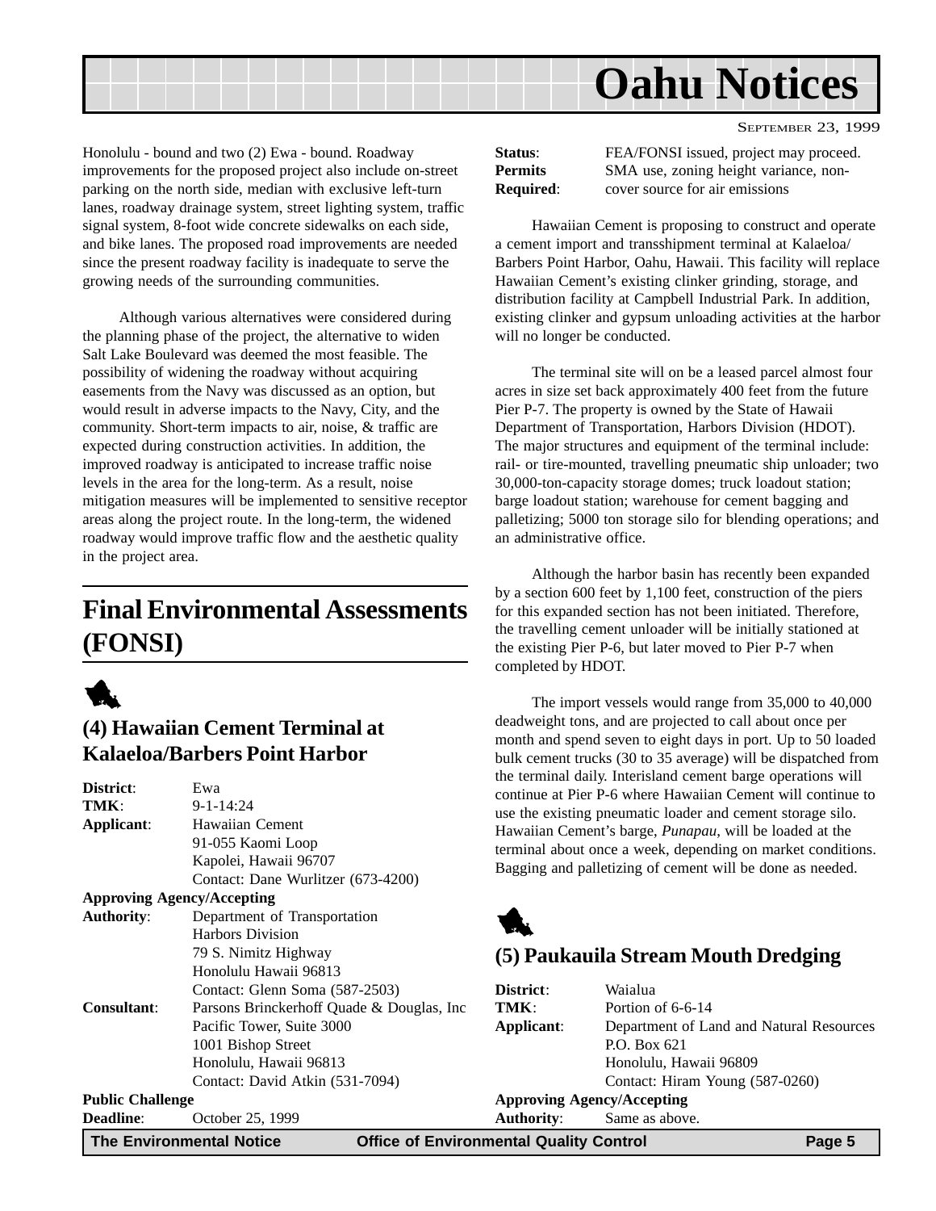Honolulu - bound and two (2) Ewa - bound. Roadway improvements for the proposed project also include on-street parking on the north side, median with exclusive left-turn lanes, roadway drainage system, street lighting system, traffic signal system, 8-foot wide concrete sidewalks on each side, and bike lanes. The proposed road improvements are needed since the present roadway facility is inadequate to serve the growing needs of the surrounding communities.

Although various alternatives were considered during the planning phase of the project, the alternative to widen Salt Lake Boulevard was deemed the most feasible. The possibility of widening the roadway without acquiring easements from the Navy was discussed as an option, but would result in adverse impacts to the Navy, City, and the community. Short-term impacts to air, noise, & traffic are expected during construction activities. In addition, the improved roadway is anticipated to increase traffic noise levels in the area for the long-term. As a result, noise mitigation measures will be implemented to sensitive receptor areas along the project route. In the long-term, the widened roadway would improve traffic flow and the aesthetic quality in the project area.

# Final Environmental Assessments (FONSI)

### (4) Hawaiian Cement Terminal at Kalaeloa/Barbers Point Harbor

**District**: Ewa
**TMK**: 9-1-14:24
**Applicant**: Hawaiian Cement
91-055 Kaomi Loop
Kapolei, Hawaii 96707
Contact: Dane Wurlitzer (673-4200)

**Approving Agency/Accepting Authority**: Department of Transportation
Harbors Division
79 S. Nimitz Highway
Honolulu Hawaii 96813
Contact: Glenn Soma (587-2503)

**Consultant**: Parsons Brinckerhoff Quade & Douglas, Inc
Pacific Tower, Suite 3000
1001 Bishop Street
Honolulu, Hawaii 96813
Contact: David Atkin (531-7094)

**Public Challenge Deadline**: October 25, 1999

**Status**: FEA/FONSI issued, project may proceed.
**Permits Required**: SMA use, zoning height variance, non-cover source for air emissions

Hawaiian Cement is proposing to construct and operate a cement import and transshipment terminal at Kalaeloa/ Barbers Point Harbor, Oahu, Hawaii. This facility will replace Hawaiian Cement's existing clinker grinding, storage, and distribution facility at Campbell Industrial Park. In addition, existing clinker and gypsum unloading activities at the harbor will no longer be conducted.

The terminal site will on be a leased parcel almost four acres in size set back approximately 400 feet from the future Pier P-7. The property is owned by the State of Hawaii Department of Transportation, Harbors Division (HDOT). The major structures and equipment of the terminal include: rail- or tire-mounted, travelling pneumatic ship unloader; two 30,000-ton-capacity storage domes; truck loadout station; barge loadout station; warehouse for cement bagging and palletizing; 5000 ton storage silo for blending operations; and an administrative office.

Although the harbor basin has recently been expanded by a section 600 feet by 1,100 feet, construction of the piers for this expanded section has not been initiated. Therefore, the travelling cement unloader will be initially stationed at the existing Pier P-6, but later moved to Pier P-7 when completed by HDOT.

The import vessels would range from 35,000 to 40,000 deadweight tons, and are projected to call about once per month and spend seven to eight days in port. Up to 50 loaded bulk cement trucks (30 to 35 average) will be dispatched from the terminal daily. Interisland cement barge operations will continue at Pier P-6 where Hawaiian Cement will continue to use the existing pneumatic loader and cement storage silo. Hawaiian Cement's barge, *Punapau,* will be loaded at the terminal about once a week, depending on market conditions. Bagging and palletizing of cement will be done as needed.

### (5) Paukauila Stream Mouth Dredging

**District**: Waialua
**TMK**: Portion of 6-6-14
**Applicant**: Department of Land and Natural Resources
P.O. Box 621
Honolulu, Hawaii 96809
Contact: Hiram Young (587-0260)

**Approving Agency/Accepting Authority**: Same as above.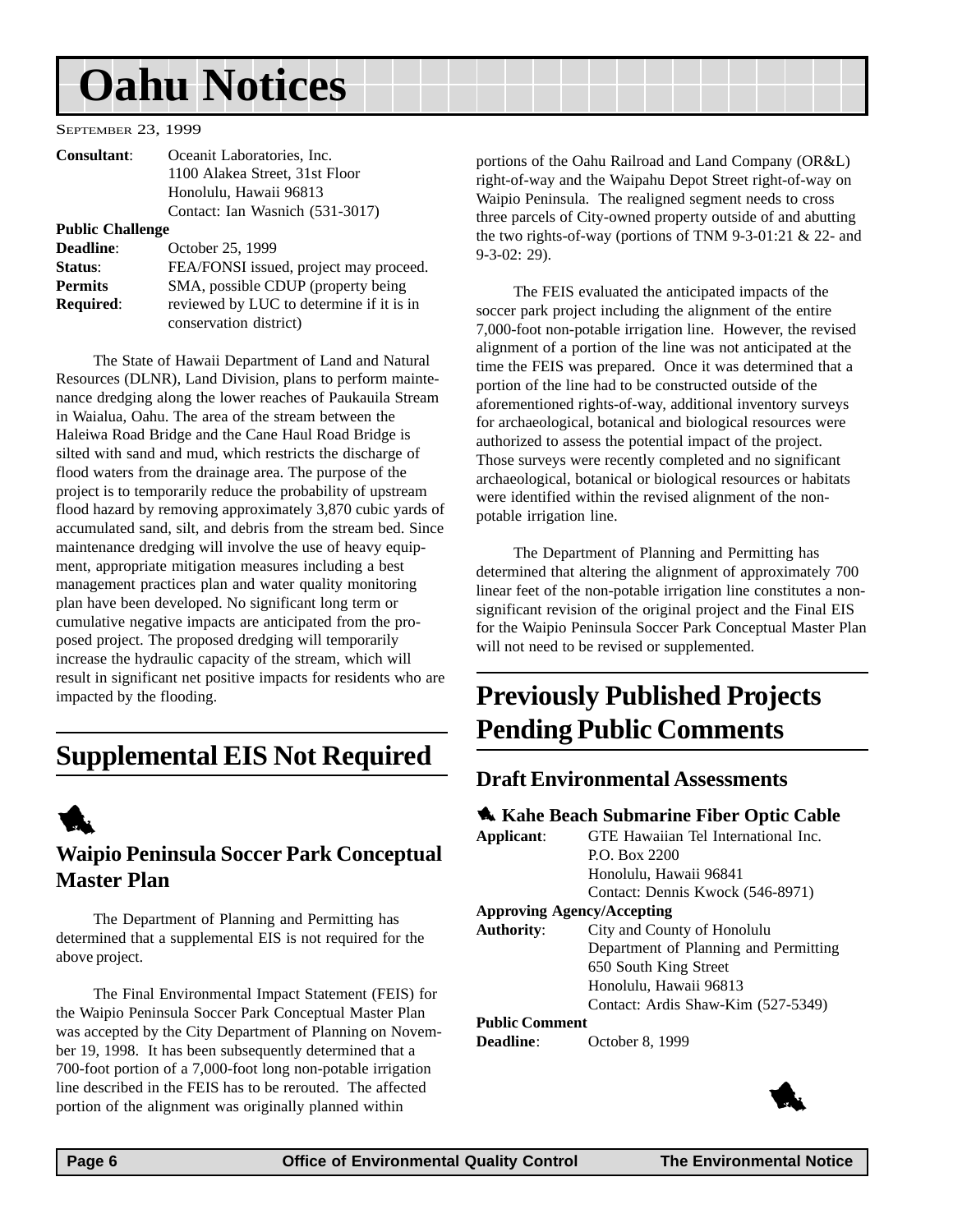# Oahu Notices

SEPTEMBER 23, 1999

**Consultant**: Oceanit Laboratories, Inc.
1100 Alakea Street, 31st Floor
Honolulu, Hawaii 96813
Contact: Ian Wasnich (531-3017)

**Public Challenge**
**Deadline**: October 25, 1999
**Status**: FEA/FONSI issued, project may proceed.
**Permits Required**: SMA, possible CDUP (property being reviewed by LUC to determine if it is in conservation district)

The State of Hawaii Department of Land and Natural Resources (DLNR), Land Division, plans to perform maintenance dredging along the lower reaches of Paukauila Stream in Waialua, Oahu. The area of the stream between the Haleiwa Road Bridge and the Cane Haul Road Bridge is silted with sand and mud, which restricts the discharge of flood waters from the drainage area. The purpose of the project is to temporarily reduce the probability of upstream flood hazard by removing approximately 3,870 cubic yards of accumulated sand, silt, and debris from the stream bed. Since maintenance dredging will involve the use of heavy equipment, appropriate mitigation measures including a best management practices plan and water quality monitoring plan have been developed. No significant long term or cumulative negative impacts are anticipated from the proposed project. The proposed dredging will temporarily increase the hydraulic capacity of the stream, which will result in significant net positive impacts for residents who are impacted by the flooding.

## Supplemental EIS Not Required

### Waipio Peninsula Soccer Park Conceptual Master Plan

The Department of Planning and Permitting has determined that a supplemental EIS is not required for the above project.

The Final Environmental Impact Statement (FEIS) for the Waipio Peninsula Soccer Park Conceptual Master Plan was accepted by the City Department of Planning on November 19, 1998. It has been subsequently determined that a 700-foot portion of a 7,000-foot long non-potable irrigation line described in the FEIS has to be rerouted. The affected portion of the alignment was originally planned within portions of the Oahu Railroad and Land Company (OR&L) right-of-way and the Waipahu Depot Street right-of-way on Waipio Peninsula. The realigned segment needs to cross three parcels of City-owned property outside of and abutting the two rights-of-way (portions of TNM 9-3-01:21 & 22- and 9-3-02: 29).

The FEIS evaluated the anticipated impacts of the soccer park project including the alignment of the entire 7,000-foot non-potable irrigation line. However, the revised alignment of a portion of the line was not anticipated at the time the FEIS was prepared. Once it was determined that a portion of the line had to be constructed outside of the aforementioned rights-of-way, additional inventory surveys for archaeological, botanical and biological resources were authorized to assess the potential impact of the project. Those surveys were recently completed and no significant archaeological, botanical or biological resources or habitats were identified within the revised alignment of the non-potable irrigation line.

The Department of Planning and Permitting has determined that altering the alignment of approximately 700 linear feet of the non-potable irrigation line constitutes a non-significant revision of the original project and the Final EIS for the Waipio Peninsula Soccer Park Conceptual Master Plan will not need to be revised or supplemented.

## Previously Published Projects Pending Public Comments

### Draft Environmental Assessments

#### Kahe Beach Submarine Fiber Optic Cable

**Applicant**: GTE Hawaiian Tel International Inc.
P.O. Box 2200
Honolulu, Hawaii 96841
Contact: Dennis Kwock (546-8971)

**Approving Agency/Accepting Authority**: City and County of Honolulu
Department of Planning and Permitting
650 South King Street
Honolulu, Hawaii 96813
Contact: Ardis Shaw-Kim (527-5349)

**Public Comment Deadline**: October 8, 1999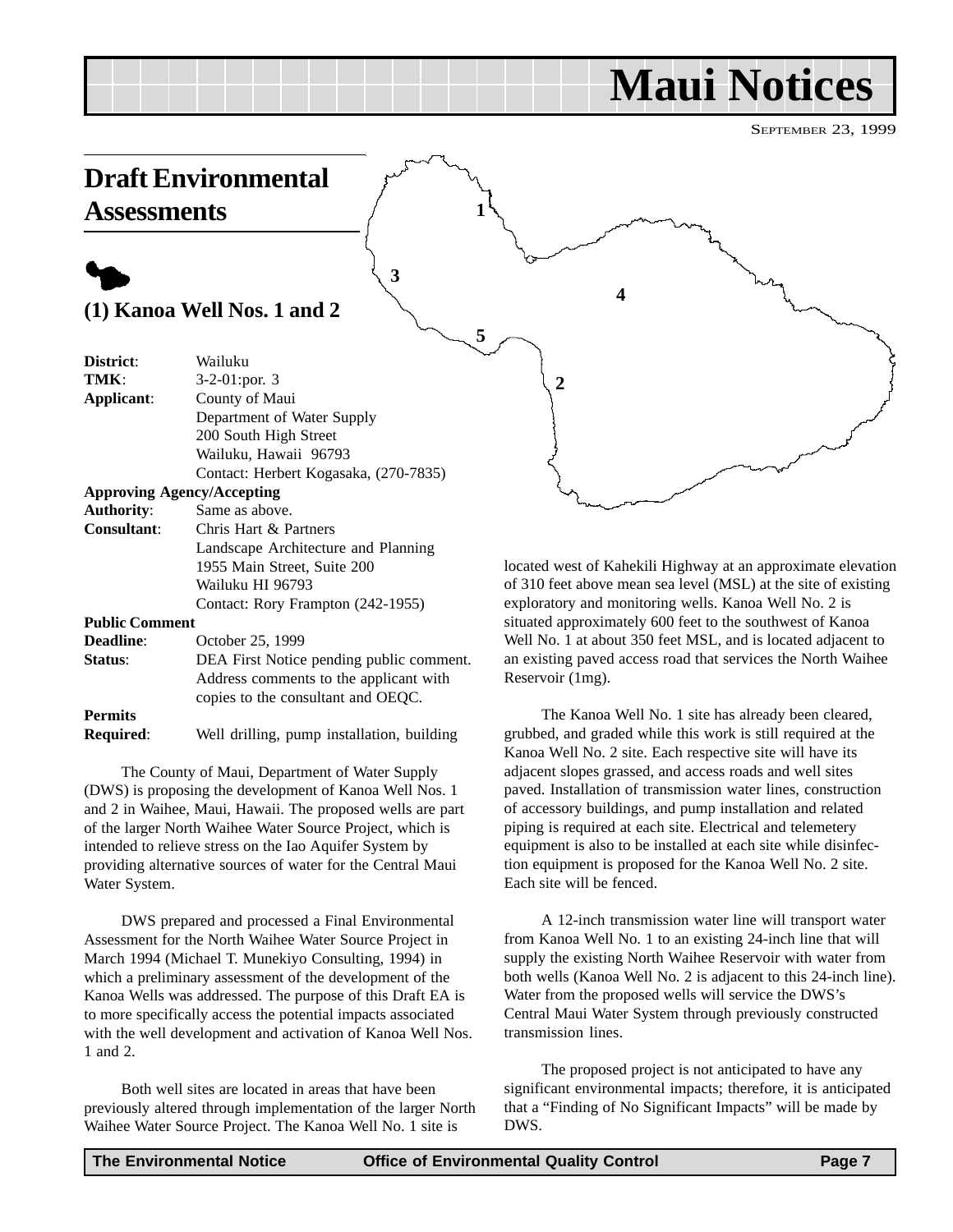# Maui Notices

SEPTEMBER 23, 1999

## Draft Environmental Assessments

### (1) Kanoa Well Nos. 1 and 2

**District**: Wailuku
**TMK**: 3-2-01:por. 3
**Applicant**: County of Maui
Department of Water Supply
200 South High Street
Wailuku, Hawaii 96793
Contact: Herbert Kogasaka, (270-7835)

**Approving Agency/Accepting Authority**: Same as above.

**Consultant**: Chris Hart & Partners
Landscape Architecture and Planning
1955 Main Street, Suite 200
Wailuku HI 96793
Contact: Rory Frampton (242-1955)

**Public Comment Deadline**: October 25, 1999

**Status**: DEA First Notice pending public comment. Address comments to the applicant with copies to the consultant and OEQC.

**Permits Required**: Well drilling, pump installation, building

The County of Maui, Department of Water Supply (DWS) is proposing the development of Kanoa Well Nos. 1 and 2 in Waihee, Maui, Hawaii. The proposed wells are part of the larger North Waihee Water Source Project, which is intended to relieve stress on the Iao Aquifer System by providing alternative sources of water for the Central Maui Water System.

DWS prepared and processed a Final Environmental Assessment for the North Waihee Water Source Project in March 1994 (Michael T. Munekiyo Consulting, 1994) in which a preliminary assessment of the development of the Kanoa Wells was addressed. The purpose of this Draft EA is to more specifically access the potential impacts associated with the well development and activation of Kanoa Well Nos. 1 and 2.

Both well sites are located in areas that have been previously altered through implementation of the larger North Waihee Water Source Project. The Kanoa Well No. 1 site is located west of Kahekili Highway at an approximate elevation of 310 feet above mean sea level (MSL) at the site of existing exploratory and monitoring wells. Kanoa Well No. 2 is situated approximately 600 feet to the southwest of Kanoa Well No. 1 at about 350 feet MSL, and is located adjacent to an existing paved access road that services the North Waihee Reservoir (1mg).

The Kanoa Well No. 1 site has already been cleared, grubbed, and graded while this work is still required at the Kanoa Well No. 2 site. Each respective site will have its adjacent slopes grassed, and access roads and well sites paved. Installation of transmission water lines, construction of accessory buildings, and pump installation and related piping is required at each site. Electrical and telemetery equipment is also to be installed at each site while disinfection equipment is proposed for the Kanoa Well No. 2 site. Each site will be fenced.

A 12-inch transmission water line will transport water from Kanoa Well No. 1 to an existing 24-inch line that will supply the existing North Waihee Reservoir with water from both wells (Kanoa Well No. 2 is adjacent to this 24-inch line). Water from the proposed wells will service the DWS's Central Maui Water System through previously constructed transmission lines.

The proposed project is not anticipated to have any significant environmental impacts; therefore, it is anticipated that a "Finding of No Significant Impacts" will be made by DWS.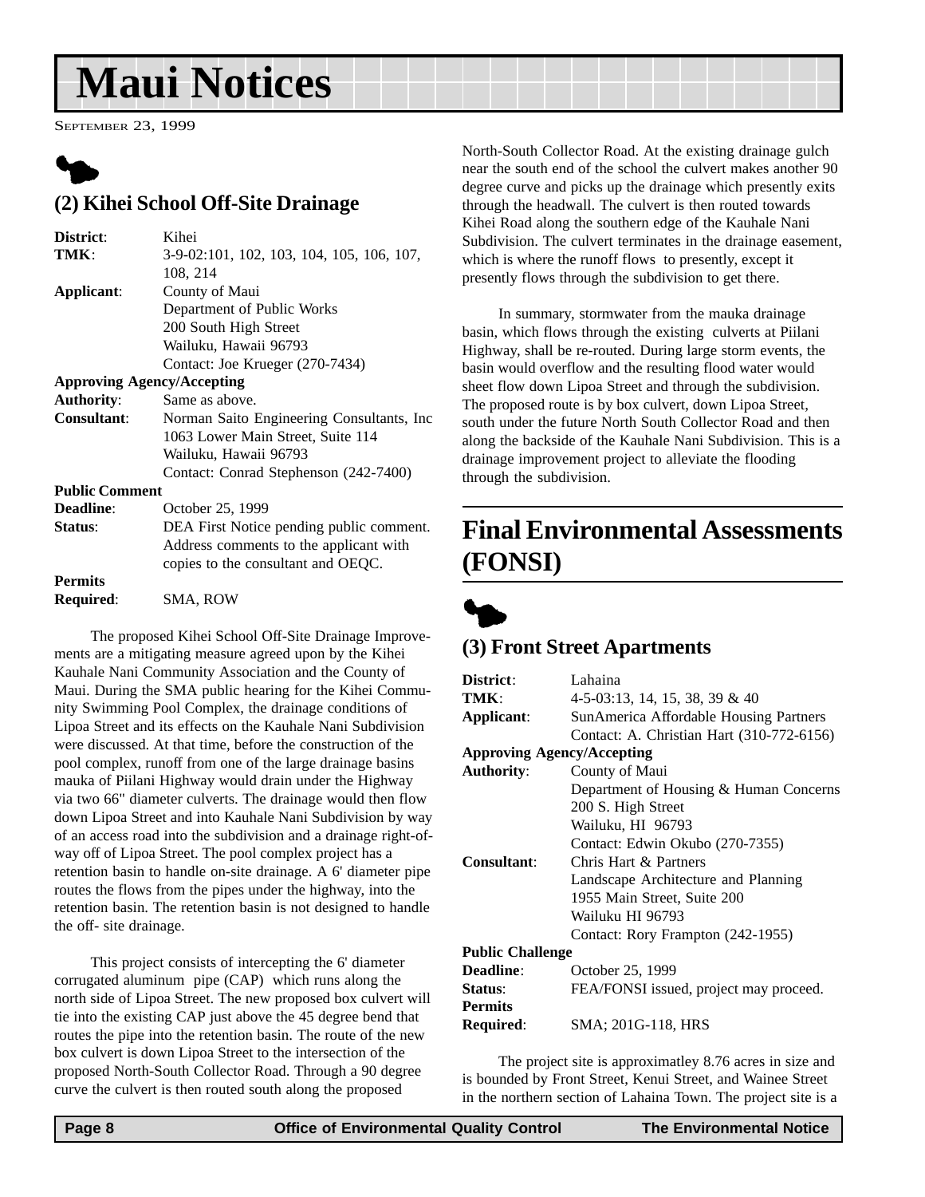# Maui Notices

SEPTEMBER 23, 1999

## (2) Kihei School Off-Site Drainage

| | |
|---|---|
| **District**: | Kihei |
| **TMK**: | 3-9-02:101, 102, 103, 104, 105, 106, 107, 108, 214 |
| **Applicant**: | County of Maui<br>Department of Public Works<br>200 South High Street<br>Wailuku, Hawaii 96793<br>Contact: Joe Krueger (270-7434) |
| **Approving Agency/Accepting Authority**: | Same as above. |
| **Consultant**: | Norman Saito Engineering Consultants, Inc<br>1063 Lower Main Street, Suite 114<br>Wailuku, Hawaii 96793<br>Contact: Conrad Stephenson (242-7400) |
| **Public Comment Deadline**: | October 25, 1999 |
| **Status**: | DEA First Notice pending public comment. Address comments to the applicant with copies to the consultant and OEQC. |
| **Permits Required**: | SMA, ROW |

The proposed Kihei School Off-Site Drainage Improvements are a mitigating measure agreed upon by the Kihei Kauhale Nani Community Association and the County of Maui. During the SMA public hearing for the Kihei Community Swimming Pool Complex, the drainage conditions of Lipoa Street and its effects on the Kauhale Nani Subdivision were discussed. At that time, before the construction of the pool complex, runoff from one of the large drainage basins mauka of Piilani Highway would drain under the Highway via two 66" diameter culverts. The drainage would then flow down Lipoa Street and into Kauhale Nani Subdivision by way of an access road into the subdivision and a drainage right-of-way off of Lipoa Street. The pool complex project has a retention basin to handle on-site drainage. A 6' diameter pipe routes the flows from the pipes under the highway, into the retention basin. The retention basin is not designed to handle the off- site drainage.

This project consists of intercepting the 6' diameter corrugated aluminum pipe (CAP) which runs along the north side of Lipoa Street. The new proposed box culvert will tie into the existing CAP just above the 45 degree bend that routes the pipe into the retention basin. The route of the new box culvert is down Lipoa Street to the intersection of the proposed North-South Collector Road. Through a 90 degree curve the culvert is then routed south along the proposed North-South Collector Road. At the existing drainage gulch near the south end of the school the culvert makes another 90 degree curve and picks up the drainage which presently exits through the headwall. The culvert is then routed towards Kihei Road along the southern edge of the Kauhale Nani Subdivision. The culvert terminates in the drainage easement, which is where the runoff flows to presently, except it presently flows through the subdivision to get there.

In summary, stormwater from the mauka drainage basin, which flows through the existing culverts at Piilani Highway, shall be re-routed. During large storm events, the basin would overflow and the resulting flood water would sheet flow down Lipoa Street and through the subdivision. The proposed route is by box culvert, down Lipoa Street, south under the future North South Collector Road and then along the backside of the Kauhale Nani Subdivision. This is a drainage improvement project to alleviate the flooding through the subdivision.

# Final Environmental Assessments (FONSI)

## (3) Front Street Apartments

| | |
|---|---|
| **District**: | Lahaina |
| **TMK**: | 4-5-03:13, 14, 15, 38, 39 & 40 |
| **Applicant**: | SunAmerica Affordable Housing Partners<br>Contact: A. Christian Hart (310-772-6156) |
| **Approving Agency/Accepting Authority**: | County of Maui<br>Department of Housing & Human Concerns<br>200 S. High Street<br>Wailuku, HI 96793<br>Contact: Edwin Okubo (270-7355) |
| **Consultant**: | Chris Hart & Partners<br>Landscape Architecture and Planning<br>1955 Main Street, Suite 200<br>Wailuku HI 96793<br>Contact: Rory Frampton (242-1955) |
| **Public Challenge Deadline**: | October 25, 1999 |
| **Status**: | FEA/FONSI issued, project may proceed. |
| **Permits Required**: | SMA; 201G-118, HRS |

The project site is approximatley 8.76 acres in size and is bounded by Front Street, Kenui Street, and Wainee Street in the northern section of Lahaina Town. The project site is a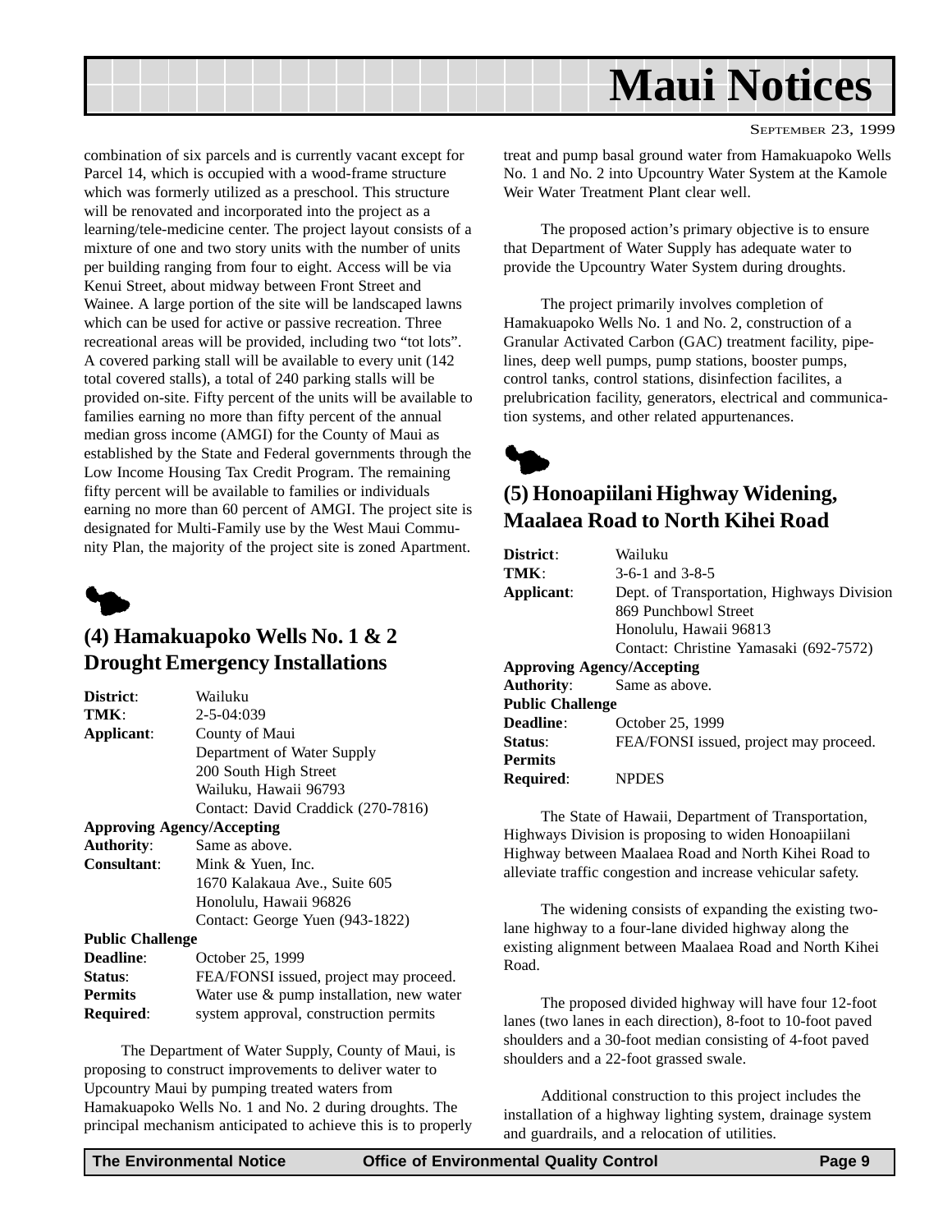combination of six parcels and is currently vacant except for Parcel 14, which is occupied with a wood-frame structure which was formerly utilized as a preschool. This structure will be renovated and incorporated into the project as a learning/tele-medicine center. The project layout consists of a mixture of one and two story units with the number of units per building ranging from four to eight. Access will be via Kenui Street, about midway between Front Street and Wainee. A large portion of the site will be landscaped lawns which can be used for active or passive recreation. Three recreational areas will be provided, including two "tot lots". A covered parking stall will be available to every unit (142 total covered stalls), a total of 240 parking stalls will be provided on-site. Fifty percent of the units will be available to families earning no more than fifty percent of the annual median gross income (AMGI) for the County of Maui as established by the State and Federal governments through the Low Income Housing Tax Credit Program. The remaining fifty percent will be available to families or individuals earning no more than 60 percent of AMGI. The project site is designated for Multi-Family use by the West Maui Community Plan, the majority of the project site is zoned Apartment.

## (4) Hamakuapoko Wells No. 1 & 2 Drought Emergency Installations

**District**: Wailuku
**TMK**: 2-5-04:039
**Applicant**: County of Maui
Department of Water Supply
200 South High Street
Wailuku, Hawaii 96793
Contact: David Craddick (270-7816)
**Approving Agency/Accepting Authority**: Same as above.
**Consultant**: Mink & Yuen, Inc.
1670 Kalakaua Ave., Suite 605
Honolulu, Hawaii 96826
Contact: George Yuen (943-1822)
**Public Challenge Deadline**: October 25, 1999
**Status**: FEA/FONSI issued, project may proceed.
**Permits Required**: Water use & pump installation, new water system approval, construction permits

The Department of Water Supply, County of Maui, is proposing to construct improvements to deliver water to Upcountry Maui by pumping treated waters from Hamakuapoko Wells No. 1 and No. 2 during droughts. The principal mechanism anticipated to achieve this is to properly treat and pump basal ground water from Hamakuapoko Wells No. 1 and No. 2 into Upcountry Water System at the Kamole Weir Water Treatment Plant clear well.

The proposed action's primary objective is to ensure that Department of Water Supply has adequate water to provide the Upcountry Water System during droughts.

The project primarily involves completion of Hamakuapoko Wells No. 1 and No. 2, construction of a Granular Activated Carbon (GAC) treatment facility, pipelines, deep well pumps, pump stations, booster pumps, control tanks, control stations, disinfection facilites, a prelubrication facility, generators, electrical and communication systems, and other related appurtenances.

## (5) Honoapiilani Highway Widening, Maalaea Road to North Kihei Road

**District**: Wailuku
**TMK**: 3-6-1 and 3-8-5
**Applicant**: Dept. of Transportation, Highways Division
869 Punchbowl Street
Honolulu, Hawaii 96813
Contact: Christine Yamasaki (692-7572)
**Approving Agency/Accepting Authority**: Same as above.
**Public Challenge Deadline**: October 25, 1999
**Status**: FEA/FONSI issued, project may proceed.
**Permits Required**: NPDES

The State of Hawaii, Department of Transportation, Highways Division is proposing to widen Honoapiilani Highway between Maalaea Road and North Kihei Road to alleviate traffic congestion and increase vehicular safety.

The widening consists of expanding the existing two-lane highway to a four-lane divided highway along the existing alignment between Maalaea Road and North Kihei Road.

The proposed divided highway will have four 12-foot lanes (two lanes in each direction), 8-foot to 10-foot paved shoulders and a 30-foot median consisting of 4-foot paved shoulders and a 22-foot grassed swale.

Additional construction to this project includes the installation of a highway lighting system, drainage system and guardrails, and a relocation of utilities.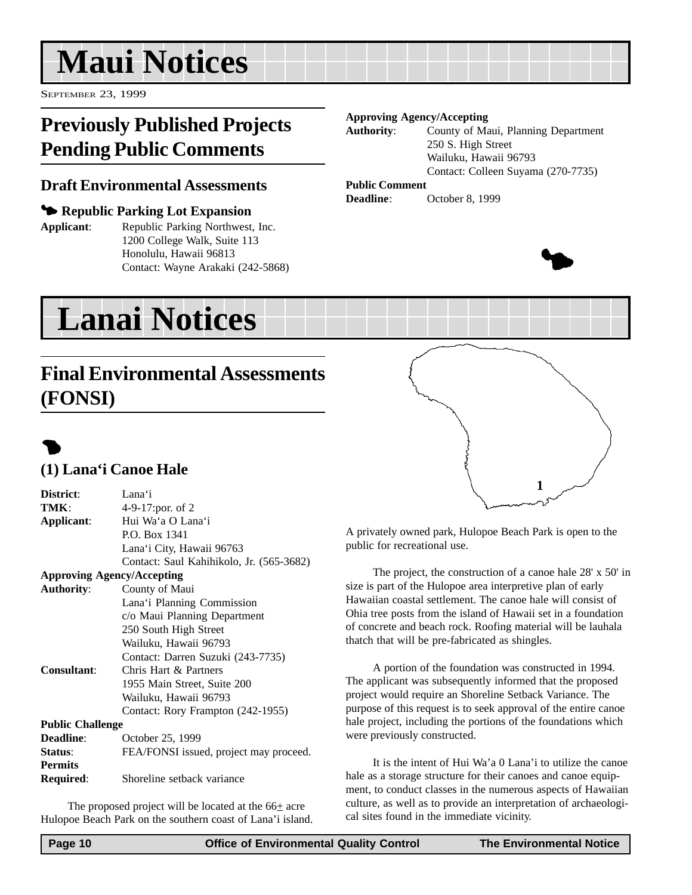# Maui Notices

SEPTEMBER 23, 1999

## Previously Published Projects Pending Public Comments

### Draft Environmental Assessments

#### Republic Parking Lot Expansion

**Applicant**: Republic Parking Northwest, Inc.
1200 College Walk, Suite 113
Honolulu, Hawaii 96813
Contact: Wayne Arakaki (242-5868)

**Approving Agency/Accepting Authority**: County of Maui, Planning Department
250 S. High Street
Wailuku, Hawaii 96793
Contact: Colleen Suyama (270-7735)

**Public Comment Deadline**: October 8, 1999

# Lanai Notices

## Final Environmental Assessments (FONSI)

### (1) Lana'i Canoe Hale

**District**: Lana'i

**TMK**: 4-9-17:por. of 2

**Applicant**: Hui Wa'a O Lana'i
P.O. Box 1341
Lana'i City, Hawaii 96763
Contact: Saul Kahihikolo, Jr. (565-3682)

**Approving Agency/Accepting Authority**: County of Maui
Lana'i Planning Commission
c/o Maui Planning Department
250 South High Street
Wailuku, Hawaii 96793
Contact: Darren Suzuki (243-7735)

**Consultant**: Chris Hart & Partners
1955 Main Street, Suite 200
Wailuku, Hawaii 96793
Contact: Rory Frampton (242-1955)

**Public Challenge Deadline**: October 25, 1999

**Status**: FEA/FONSI issued, project may proceed.

**Permits Required**: Shoreline setback variance

The proposed project will be located at the 66± acre Hulopoe Beach Park on the southern coast of Lana'i island. A privately owned park, Hulopoe Beach Park is open to the public for recreational use.

The project, the construction of a canoe hale 28' x 50' in size is part of the Hulopoe area interpretive plan of early Hawaiian coastal settlement. The canoe hale will consist of Ohia tree posts from the island of Hawaii set in a foundation of concrete and beach rock. Roofing material will be lauhala thatch that will be pre-fabricated as shingles.

A portion of the foundation was constructed in 1994. The applicant was subsequently informed that the proposed project would require an Shoreline Setback Variance. The purpose of this request is to seek approval of the entire canoe hale project, including the portions of the foundations which were previously constructed.

It is the intent of Hui Wa'a 0 Lana'i to utilize the canoe hale as a storage structure for their canoes and canoe equipment, to conduct classes in the numerous aspects of Hawaiian culture, as well as to provide an interpretation of archaeological sites found in the immediate vicinity.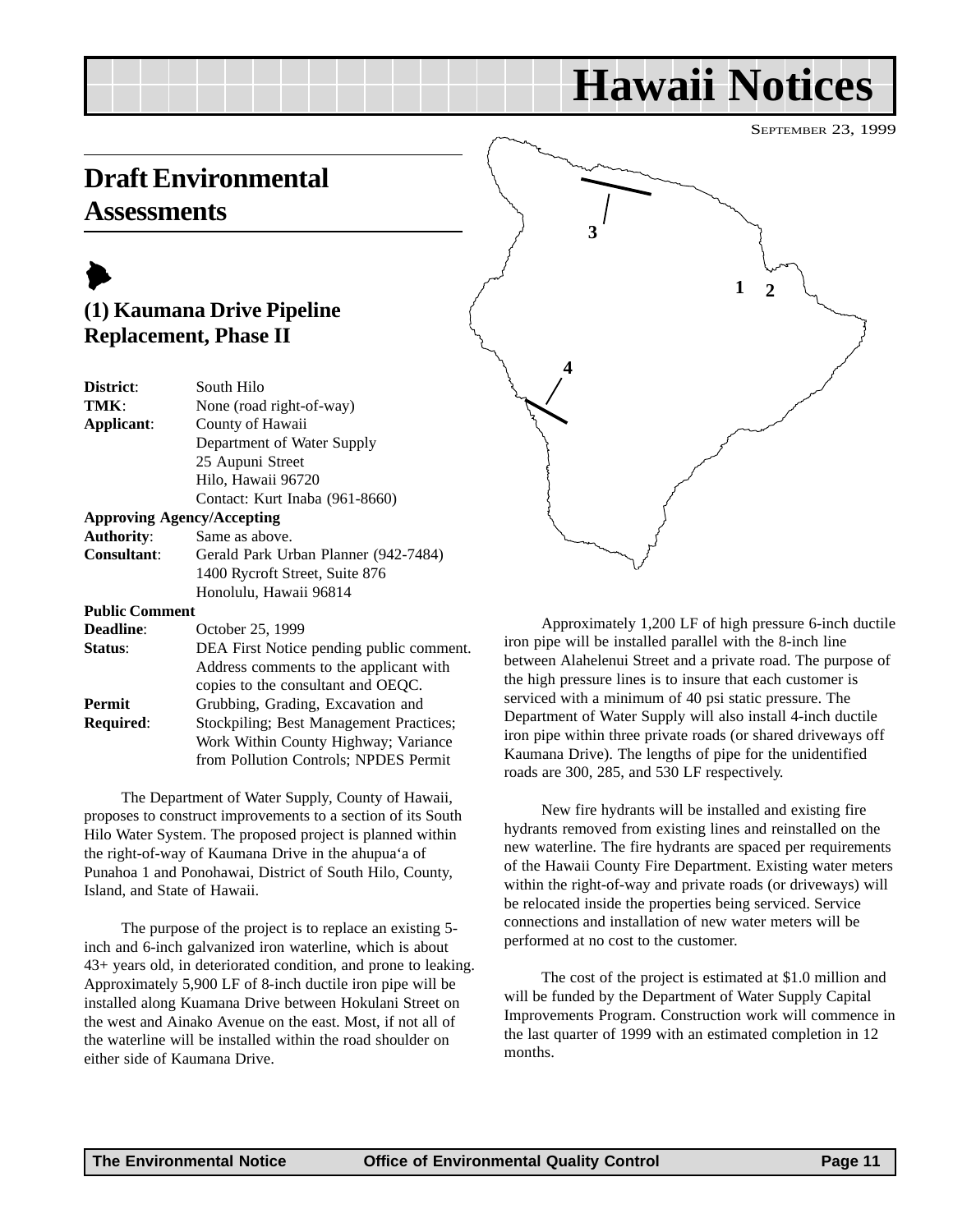# Hawaii Notices

SEPTEMBER 23, 1999

## Draft Environmental Assessments

### (1) Kaumana Drive Pipeline Replacement, Phase II

| | |
|---|---|
| **District**: | South Hilo |
| **TMK**: | None (road right-of-way) |
| **Applicant**: | County of Hawaii<br>Department of Water Supply<br>25 Aupuni Street<br>Hilo, Hawaii 96720<br>Contact: Kurt Inaba (961-8660) |
| **Approving Agency/Accepting Authority**: | Same as above. |
| **Consultant**: | Gerald Park Urban Planner (942-7484)<br>1400 Rycroft Street, Suite 876<br>Honolulu, Hawaii 96814 |
| **Public Comment Deadline**: | October 25, 1999 |
| **Status**: | DEA First Notice pending public comment. Address comments to the applicant with copies to the consultant and OEQC. |
| **Permit Required**: | Grubbing, Grading, Excavation and Stockpiling; Best Management Practices; Work Within County Highway; Variance from Pollution Controls; NPDES Permit |

The Department of Water Supply, County of Hawaii, proposes to construct improvements to a section of its South Hilo Water System. The proposed project is planned within the right-of-way of Kaumana Drive in the ahupua'a of Punahoa 1 and Ponohawai, District of South Hilo, County, Island, and State of Hawaii.

The purpose of the project is to replace an existing 5-inch and 6-inch galvanized iron waterline, which is about 43+ years old, in deteriorated condition, and prone to leaking. Approximately 5,900 LF of 8-inch ductile iron pipe will be installed along Kuamana Drive between Hokulani Street on the west and Ainako Avenue on the east. Most, if not all of the waterline will be installed within the road shoulder on either side of Kaumana Drive.

Approximately 1,200 LF of high pressure 6-inch ductile iron pipe will be installed parallel with the 8-inch line between Alahelenui Street and a private road. The purpose of the high pressure lines is to insure that each customer is serviced with a minimum of 40 psi static pressure. The Department of Water Supply will also install 4-inch ductile iron pipe within three private roads (or shared driveways off Kaumana Drive). The lengths of pipe for the unidentified roads are 300, 285, and 530 LF respectively.

New fire hydrants will be installed and existing fire hydrants removed from existing lines and reinstalled on the new waterline. The fire hydrants are spaced per requirements of the Hawaii County Fire Department. Existing water meters within the right-of-way and private roads (or driveways) will be relocated inside the properties being serviced. Service connections and installation of new water meters will be performed at no cost to the customer.

The cost of the project is estimated at $1.0 million and will be funded by the Department of Water Supply Capital Improvements Program. Construction work will commence in the last quarter of 1999 with an estimated completion in 12 months.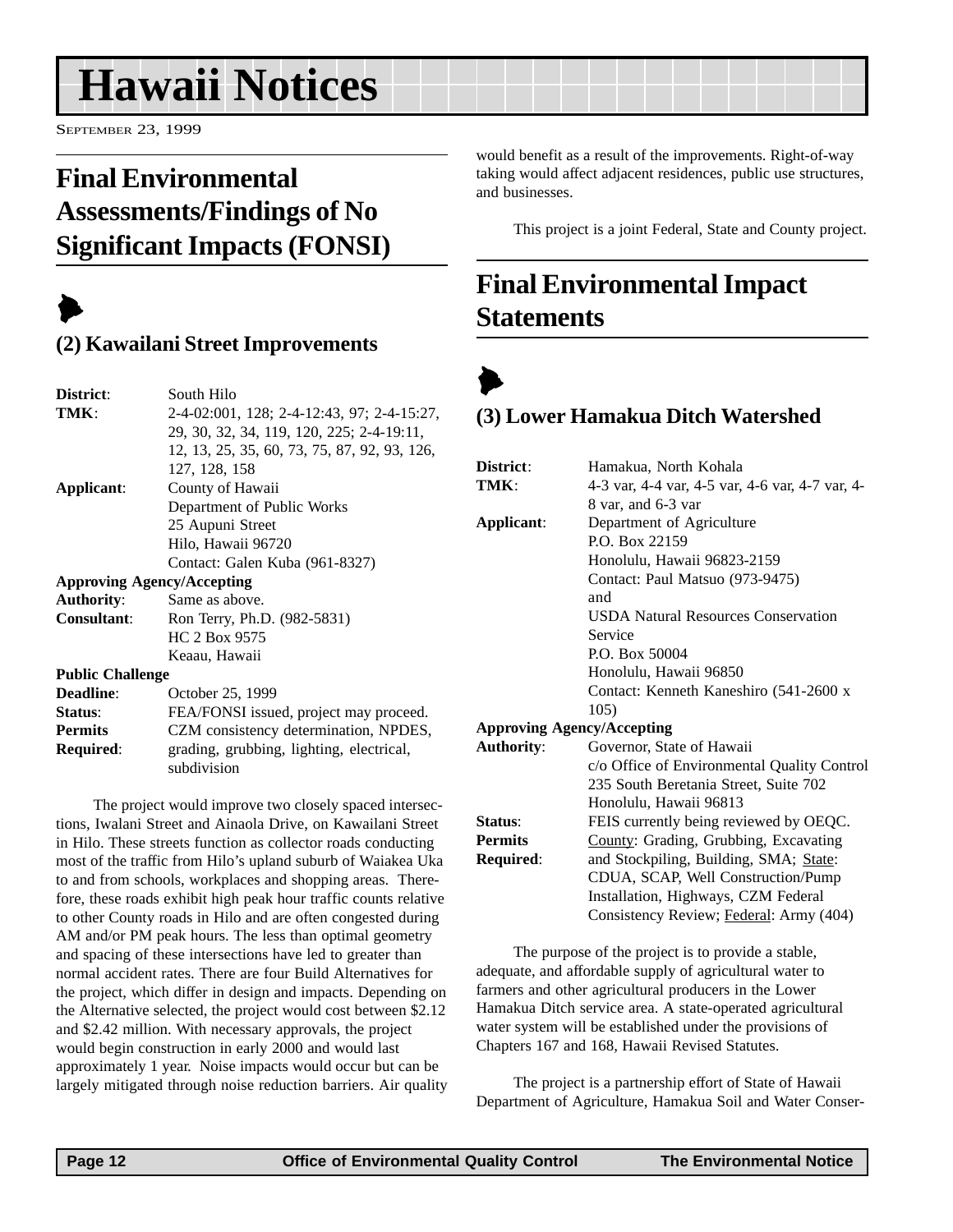# Hawaii Notices

SEPTEMBER 23, 1999

## Final Environmental Assessments/Findings of No Significant Impacts (FONSI)

### (2) Kawailani Street Improvements

**District**: South Hilo
**TMK**: 2-4-02:001, 128; 2-4-12:43, 97; 2-4-15:27, 29, 30, 32, 34, 119, 120, 225; 2-4-19:11, 12, 13, 25, 35, 60, 73, 75, 87, 92, 93, 126, 127, 128, 158
**Applicant**: County of Hawaii
Department of Public Works
25 Aupuni Street
Hilo, Hawaii 96720
Contact: Galen Kuba (961-8327)
**Approving Agency/Accepting Authority**: Same as above.
**Consultant**: Ron Terry, Ph.D. (982-5831)
HC 2 Box 9575
Keaau, Hawaii
**Public Challenge Deadline**: October 25, 1999
**Status**: FEA/FONSI issued, project may proceed.
**Permits Required**: CZM consistency determination, NPDES, grading, grubbing, lighting, electrical, subdivision

The project would improve two closely spaced intersections, Iwalani Street and Ainaola Drive, on Kawailani Street in Hilo. These streets function as collector roads conducting most of the traffic from Hilo's upland suburb of Waiakea Uka to and from schools, workplaces and shopping areas. Therefore, these roads exhibit high peak hour traffic counts relative to other County roads in Hilo and are often congested during AM and/or PM peak hours. The less than optimal geometry and spacing of these intersections have led to greater than normal accident rates. There are four Build Alternatives for the project, which differ in design and impacts. Depending on the Alternative selected, the project would cost between $2.12 and $2.42 million. With necessary approvals, the project would begin construction in early 2000 and would last approximately 1 year. Noise impacts would occur but can be largely mitigated through noise reduction barriers. Air quality would benefit as a result of the improvements. Right-of-way taking would affect adjacent residences, public use structures, and businesses.

This project is a joint Federal, State and County project.

## Final Environmental Impact Statements

### (3) Lower Hamakua Ditch Watershed

**District**: Hamakua, North Kohala
**TMK**: 4-3 var, 4-4 var, 4-5 var, 4-6 var, 4-7 var, 4-8 var, and 6-3 var
**Applicant**: Department of Agriculture
P.O. Box 22159
Honolulu, Hawaii 96823-2159
Contact: Paul Matsuo (973-9475)
and
USDA Natural Resources Conservation Service
P.O. Box 50004
Honolulu, Hawaii 96850
Contact: Kenneth Kaneshiro (541-2600 x 105)
**Approving Agency/Accepting Authority**: Governor, State of Hawaii
c/o Office of Environmental Quality Control
235 South Beretania Street, Suite 702
Honolulu, Hawaii 96813
**Status**: FEIS currently being reviewed by OEQC.
**Permits Required**: County: Grading, Grubbing, Excavating and Stockpiling, Building, SMA; State: CDUA, SCAP, Well Construction/Pump Installation, Highways, CZM Federal Consistency Review; Federal: Army (404)

The purpose of the project is to provide a stable, adequate, and affordable supply of agricultural water to farmers and other agricultural producers in the Lower Hamakua Ditch service area. A state-operated agricultural water system will be established under the provisions of Chapters 167 and 168, Hawaii Revised Statutes.

The project is a partnership effort of State of Hawaii Department of Agriculture, Hamakua Soil and Water Conser-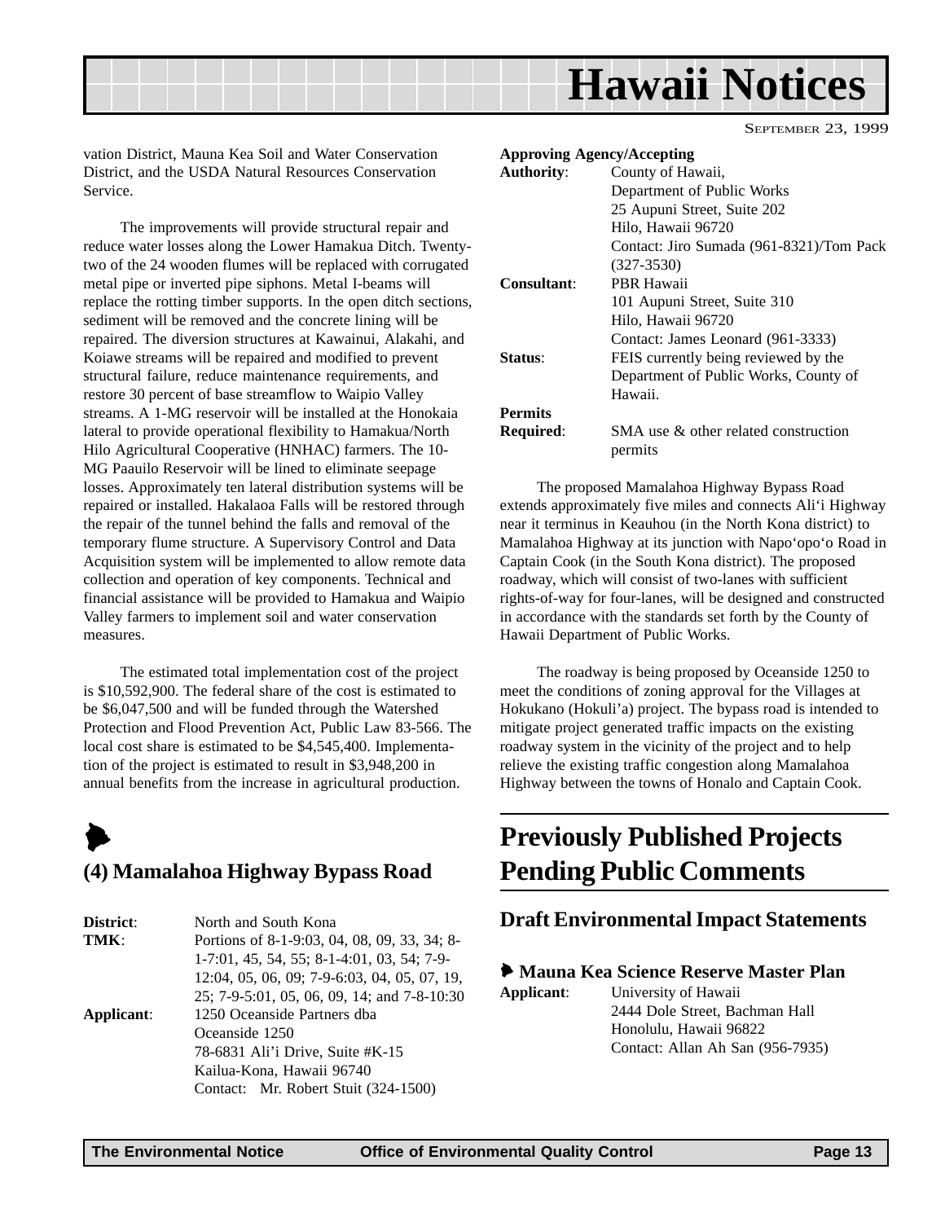vation District, Mauna Kea Soil and Water Conservation District, and the USDA Natural Resources Conservation Service.

The improvements will provide structural repair and reduce water losses along the Lower Hamakua Ditch. Twenty-two of the 24 wooden flumes will be replaced with corrugated metal pipe or inverted pipe siphons. Metal I-beams will replace the rotting timber supports. In the open ditch sections, sediment will be removed and the concrete lining will be repaired. The diversion structures at Kawainui, Alakahi, and Koiawe streams will be repaired and modified to prevent structural failure, reduce maintenance requirements, and restore 30 percent of base streamflow to Waipio Valley streams. A 1-MG reservoir will be installed at the Honokaia lateral to provide operational flexibility to Hamakua/North Hilo Agricultural Cooperative (HNHAC) farmers. The 10-MG Paauilo Reservoir will be lined to eliminate seepage losses. Approximately ten lateral distribution systems will be repaired or installed. Hakalaoa Falls will be restored through the repair of the tunnel behind the falls and removal of the temporary flume structure. A Supervisory Control and Data Acquisition system will be implemented to allow remote data collection and operation of key components. Technical and financial assistance will be provided to Hamakua and Waipio Valley farmers to implement soil and water conservation measures.

The estimated total implementation cost of the project is $10,592,900. The federal share of the cost is estimated to be $6,047,500 and will be funded through the Watershed Protection and Flood Prevention Act, Public Law 83-566. The local cost share is estimated to be $4,545,400. Implementation of the project is estimated to result in $3,948,200 in annual benefits from the increase in agricultural production.

## (4) Mamalahoa Highway Bypass Road

**District**: North and South Kona
**TMK**: Portions of 8-1-9:03, 04, 08, 09, 33, 34; 8-1-7:01, 45, 54, 55; 8-1-4:01, 03, 54; 7-9-12:04, 05, 06, 09; 7-9-6:03, 04, 05, 07, 19, 25; 7-9-5:01, 05, 06, 09, 14; and 7-8-10:30
**Applicant**: 1250 Oceanside Partners dba Oceanside 1250
78-6831 Ali'i Drive, Suite #K-15
Kailua-Kona, Hawaii 96740
Contact: Mr. Robert Stuit (324-1500)

**Approving Agency/Accepting Authority**: County of Hawaii,
Department of Public Works
25 Aupuni Street, Suite 202
Hilo, Hawaii 96720
Contact: Jiro Sumada (961-8321)/Tom Pack (327-3530)
**Consultant**: PBR Hawaii
101 Aupuni Street, Suite 310
Hilo, Hawaii 96720
Contact: James Leonard (961-3333)
**Status**: FEIS currently being reviewed by the Department of Public Works, County of Hawaii.
**Permits Required**: SMA use & other related construction permits

The proposed Mamalahoa Highway Bypass Road extends approximately five miles and connects Ali'i Highway near it terminus in Keauhou (in the North Kona district) to Mamalahoa Highway at its junction with Napo'opo'o Road in Captain Cook (in the South Kona district). The proposed roadway, which will consist of two-lanes with sufficient rights-of-way for four-lanes, will be designed and constructed in accordance with the standards set forth by the County of Hawaii Department of Public Works.

The roadway is being proposed by Oceanside 1250 to meet the conditions of zoning approval for the Villages at Hokukano (Hokuli'a) project. The bypass road is intended to mitigate project generated traffic impacts on the existing roadway system in the vicinity of the project and to help relieve the existing traffic congestion along Mamalahoa Highway between the towns of Honalo and Captain Cook.

# Previously Published Projects Pending Public Comments

## Draft Environmental Impact Statements

### Mauna Kea Science Reserve Master Plan

**Applicant**: University of Hawaii
2444 Dole Street, Bachman Hall
Honolulu, Hawaii 96822
Contact: Allan Ah San (956-7935)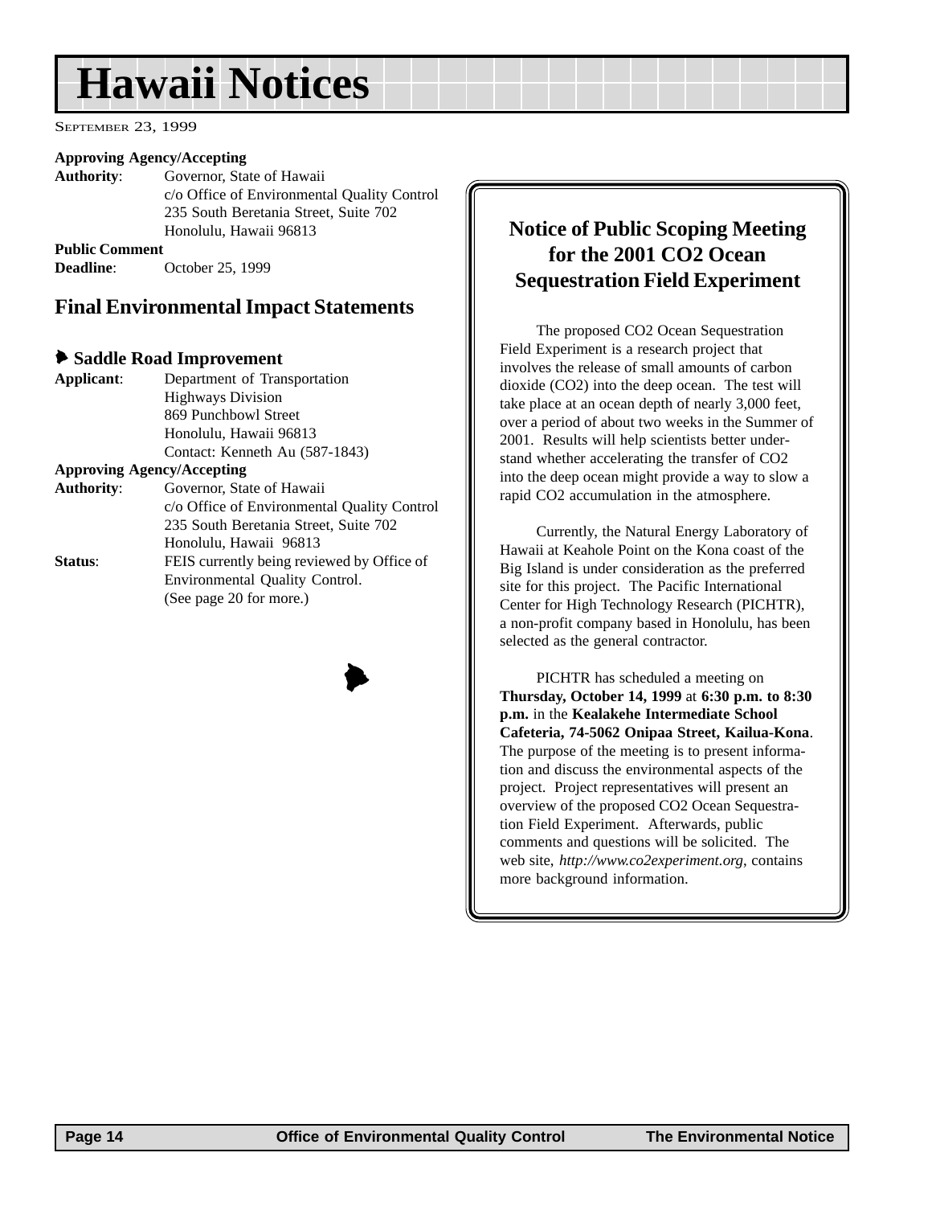**Approving Agency/Accepting**
**Authority**: Governor, State of Hawaii
c/o Office of Environmental Quality Control
235 South Beretania Street, Suite 702
Honolulu, Hawaii 96813

**Public Comment**
**Deadline**: October 25, 1999

## Final Environmental Impact Statements

### Saddle Road Improvement

**Applicant**: Department of Transportation
Highways Division
869 Punchbowl Street
Honolulu, Hawaii 96813
Contact: Kenneth Au (587-1843)

**Approving Agency/Accepting**
**Authority**: Governor, State of Hawaii
c/o Office of Environmental Quality Control
235 South Beretania Street, Suite 702
Honolulu, Hawaii 96813

**Status**: FEIS currently being reviewed by Office of Environmental Quality Control. (See page 20 for more.)

## Notice of Public Scoping Meeting for the 2001 CO2 Ocean Sequestration Field Experiment

The proposed CO2 Ocean Sequestration Field Experiment is a research project that involves the release of small amounts of carbon dioxide (CO2) into the deep ocean. The test will take place at an ocean depth of nearly 3,000 feet, over a period of about two weeks in the Summer of 2001. Results will help scientists better understand whether accelerating the transfer of CO2 into the deep ocean might provide a way to slow a rapid CO2 accumulation in the atmosphere.

Currently, the Natural Energy Laboratory of Hawaii at Keahole Point on the Kona coast of the Big Island is under consideration as the preferred site for this project. The Pacific International Center for High Technology Research (PICHTR), a non-profit company based in Honolulu, has been selected as the general contractor.

PICHTR has scheduled a meeting on **Thursday, October 14, 1999** at **6:30 p.m. to 8:30 p.m.** in the **Kealakehe Intermediate School Cafeteria, 74-5062 Onipaa Street, Kailua-Kona**. The purpose of the meeting is to present information and discuss the environmental aspects of the project. Project representatives will present an overview of the proposed CO2 Ocean Sequestration Field Experiment. Afterwards, public comments and questions will be solicited. The web site, *http://www.co2experiment.org*, contains more background information.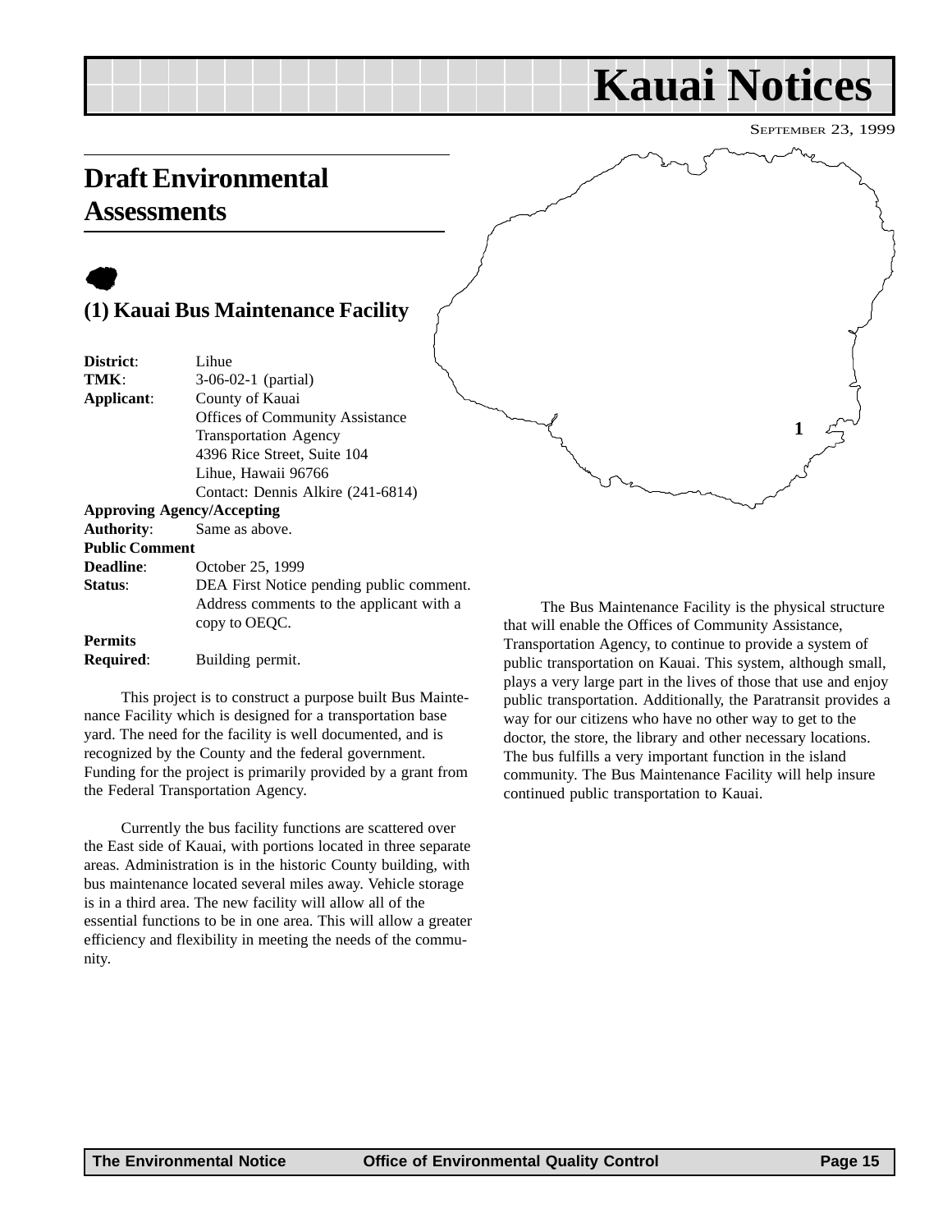# Kauai Notices

SEPTEMBER 23, 1999

## Draft Environmental Assessments

### (1) Kauai Bus Maintenance Facility

| | |
|---|---|
| **District**: | Lihue |
| **TMK**: | 3-06-02-1 (partial) |
| **Applicant**: | County of Kauai<br>Offices of Community Assistance<br>Transportation Agency<br>4396 Rice Street, Suite 104<br>Lihue, Hawaii 96766<br>Contact: Dennis Alkire (241-6814) |
| **Approving Agency/Accepting Authority**: | Same as above. |
| **Public Comment Deadline**: | October 25, 1999 |
| **Status**: | DEA First Notice pending public comment. Address comments to the applicant with a copy to OEQC. |
| **Permits Required**: | Building permit. |

This project is to construct a purpose built Bus Maintenance Facility which is designed for a transportation base yard. The need for the facility is well documented, and is recognized by the County and the federal government. Funding for the project is primarily provided by a grant from the Federal Transportation Agency.

Currently the bus facility functions are scattered over the East side of Kauai, with portions located in three separate areas. Administration is in the historic County building, with bus maintenance located several miles away. Vehicle storage is in a third area. The new facility will allow all of the essential functions to be in one area. This will allow a greater efficiency and flexibility in meeting the needs of the community.

The Bus Maintenance Facility is the physical structure that will enable the Offices of Community Assistance, Transportation Agency, to continue to provide a system of public transportation on Kauai. This system, although small, plays a very large part in the lives of those that use and enjoy public transportation. Additionally, the Paratransit provides a way for our citizens who have no other way to get to the doctor, the store, the library and other necessary locations. The bus fulfills a very important function in the island community. The Bus Maintenance Facility will help insure continued public transportation to Kauai.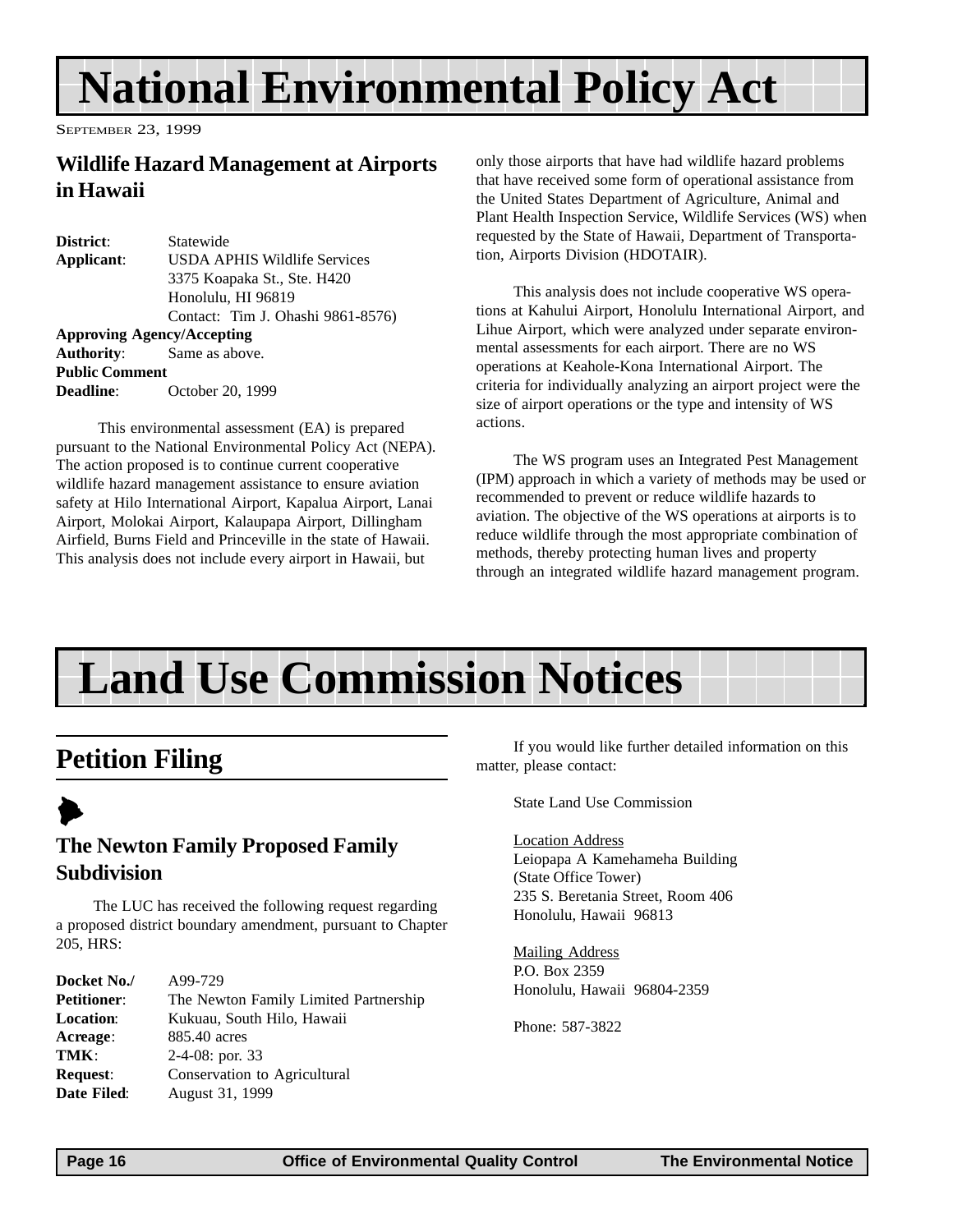# National Environmental Policy Act

September 23, 1999

### Wildlife Hazard Management at Airports in Hawaii

**District**: Statewide
**Applicant**: USDA APHIS Wildlife Services
3375 Koapaka St., Ste. H420
Honolulu, HI 96819
Contact: Tim J. Ohashi 9861-8576)
**Approving Agency/Accepting Authority**: Same as above.
**Public Comment Deadline**: October 20, 1999

This environmental assessment (EA) is prepared pursuant to the National Environmental Policy Act (NEPA). The action proposed is to continue current cooperative wildlife hazard management assistance to ensure aviation safety at Hilo International Airport, Kapalua Airport, Lanai Airport, Molokai Airport, Kalaupapa Airport, Dillingham Airfield, Burns Field and Princeville in the state of Hawaii. This analysis does not include every airport in Hawaii, but only those airports that have had wildlife hazard problems that have received some form of operational assistance from the United States Department of Agriculture, Animal and Plant Health Inspection Service, Wildlife Services (WS) when requested by the State of Hawaii, Department of Transportation, Airports Division (HDOTAIR).

This analysis does not include cooperative WS operations at Kahului Airport, Honolulu International Airport, and Lihue Airport, which were analyzed under separate environmental assessments for each airport. There are no WS operations at Keahole-Kona International Airport. The criteria for individually analyzing an airport project were the size of airport operations or the type and intensity of WS actions.

The WS program uses an Integrated Pest Management (IPM) approach in which a variety of methods may be used or recommended to prevent or reduce wildlife hazards to aviation. The objective of the WS operations at airports is to reduce wildlife through the most appropriate combination of methods, thereby protecting human lives and property through an integrated wildlife hazard management program.

# Land Use Commission Notices

## Petition Filing

### The Newton Family Proposed Family Subdivision

The LUC has received the following request regarding a proposed district boundary amendment, pursuant to Chapter 205, HRS:

**Docket No./** A99-729
**Petitioner**: The Newton Family Limited Partnership
**Location**: Kukuau, South Hilo, Hawaii
**Acreage**: 885.40 acres
**TMK**: 2-4-08: por. 33
**Request**: Conservation to Agricultural
**Date Filed**: August 31, 1999

If you would like further detailed information on this matter, please contact:

State Land Use Commission

Location Address
Leiopapa A Kamehameha Building
(State Office Tower)
235 S. Beretania Street, Room 406
Honolulu, Hawaii 96813

Mailing Address
P.O. Box 2359
Honolulu, Hawaii 96804-2359

Phone: 587-3822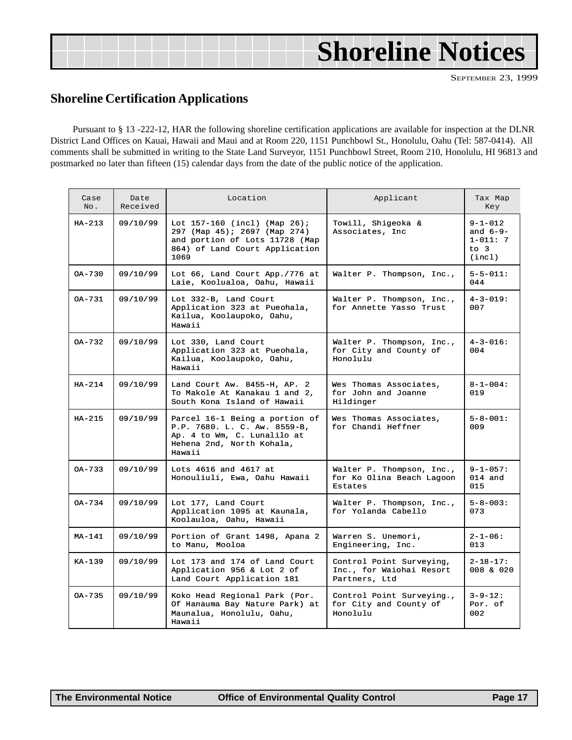# Shoreline Notices

SEPTEMBER 23, 1999

## Shoreline Certification Applications

Pursuant to § 13 -222-12, HAR the following shoreline certification applications are available for inspection at the DLNR District Land Offices on Kauai, Hawaii and Maui and at Room 220, 1151 Punchbowl St., Honolulu, Oahu (Tel: 587-0414). All comments shall be submitted in writing to the State Land Surveyor, 1151 Punchbowl Street, Room 210, Honolulu, HI 96813 and postmarked no later than fifteen (15) calendar days from the date of the public notice of the application.

| Case No. | Date Received | Location | Applicant | Tax Map Key |
|---|---|---|---|---|
| HA-213 | 09/10/99 | Lot 157-160 (incl) (Map 26); 297 (Map 45); 2697 (Map 274) and portion of Lots 11728 (Map 864) of Land Court Application 1069 | Towill, Shigeoka & Associates, Inc | 9-1-012 and 6-9-1-011: 7 to 3 (incl) |
| OA-730 | 09/10/99 | Lot 66, Land Court App./776 at Laie, Koolualoa, Oahu, Hawaii | Walter P. Thompson, Inc., | 5-5-011: 044 |
| OA-731 | 09/10/99 | Lot 332-B, Land Court Application 323 at Pueohala, Kailua, Koolaupoko, Oahu, Hawaii | Walter P. Thompson, Inc., for Annette Yasso Trust | 4-3-019: 007 |
| OA-732 | 09/10/99 | Lot 330, Land Court Application 323 at Pueohala, Kailua, Koolaupoko, Oahu, Hawaii | Walter P. Thompson, Inc., for City and County of Honolulu | 4-3-016: 004 |
| HA-214 | 09/10/99 | Land Court Aw. 8455-H, AP. 2 To Makole At Kanakau 1 and 2, South Kona Island of Hawaii | Wes Thomas Associates, for John and Joanne Hildinger | 8-1-004: 019 |
| HA-215 | 09/10/99 | Parcel 16-1 Being a portion of P.P. 7680. L. C. Aw. 8559-B, Ap. 4 to Wm, C. Lunalilo at Hehena 2nd, North Kohala, Hawaii | Wes Thomas Associates, for Chandi Heffner | 5-8-001: 009 |
| OA-733 | 09/10/99 | Lots 4616 and 4617 at Honouliuli, Ewa, Oahu Hawaii | Walter P. Thompson, Inc., for Ko Olina Beach Lagoon Estates | 9-1-057: 014 and 015 |
| OA-734 | 09/10/99 | Lot 177, Land Court Application 1095 at Kaunala, Koolauloa, Oahu, Hawaii | Walter P. Thompson, Inc., for Yolanda Cabello | 5-8-003: 073 |
| MA-141 | 09/10/99 | Portion of Grant 1498, Apana 2 to Manu, Mooloa | Warren S. Unemori, Engineering, Inc. | 2-1-06: 013 |
| KA-139 | 09/10/99 | Lot 173 and 174 of Land Court Application 956 & Lot 2 of Land Court Application 181 | Control Point Surveying, Inc., for Waiohai Resort Partners, Ltd | 2-18-17: 008 & 020 |
| OA-735 | 09/10/99 | Koko Head Regional Park (Por. Of Hanauma Bay Nature Park) at Maunalua, Honolulu, Oahu, Hawaii | Control Point Surveying., for City and County of Honolulu | 3-9-12: Por. of 002 |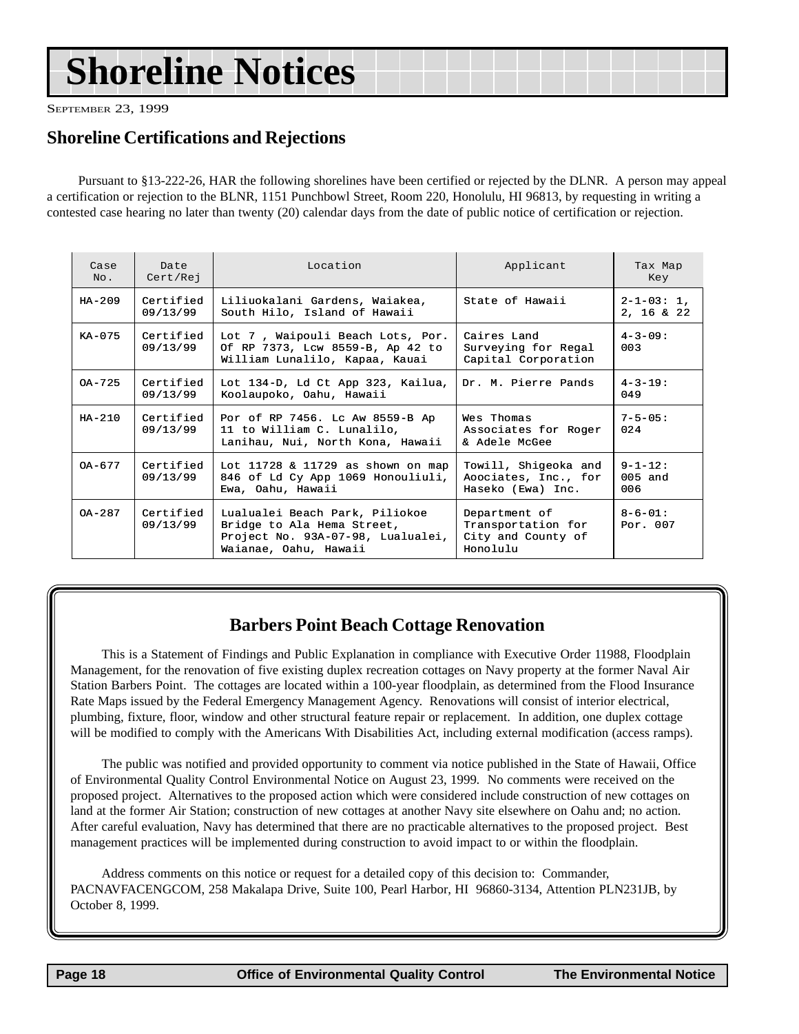# Shoreline Notices

SEPTEMBER 23, 1999

## Shoreline Certifications and Rejections

Pursuant to §13-222-26, HAR the following shorelines have been certified or rejected by the DLNR. A person may appeal a certification or rejection to the BLNR, 1151 Punchbowl Street, Room 220, Honolulu, HI 96813, by requesting in writing a contested case hearing no later than twenty (20) calendar days from the date of public notice of certification or rejection.

| Case No. | Date Cert/Rej | Location | Applicant | Tax Map Key |
|---|---|---|---|---|
| HA-209 | Certified 09/13/99 | Liliuokalani Gardens, Waiakea, South Hilo, Island of Hawaii | State of Hawaii | 2-1-03: 1, 2, 16 & 22 |
| KA-075 | Certified 09/13/99 | Lot 7 , Waipouli Beach Lots, Por. Of RP 7373, Lcw 8559-B, Ap 42 to William Lunalilo, Kapaa, Kauai | Caires Land Surveying for Regal Capital Corporation | 4-3-09: 003 |
| OA-725 | Certified 09/13/99 | Lot 134-D, Ld Ct App 323, Kailua, Koolaupoko, Oahu, Hawaii | Dr. M. Pierre Pands | 4-3-19: 049 |
| HA-210 | Certified 09/13/99 | Por of RP 7456. Lc Aw 8559-B Ap 11 to William C. Lunalilo, Lanihau, Nui, North Kona, Hawaii | Wes Thomas Associates for Roger & Adele McGee | 7-5-05: 024 |
| OA-677 | Certified 09/13/99 | Lot 11728 & 11729 as shown on map 846 of Ld Cy App 1069 Honouliuli, Ewa, Oahu, Hawaii | Towill, Shigeoka and Aoociates, Inc., for Haseko (Ewa) Inc. | 9-1-12: 005 and 006 |
| OA-287 | Certified 09/13/99 | Lualualei Beach Park, Piliokoe Bridge to Ala Hema Street, Project No. 93A-07-98, Lualualei, Waianae, Oahu, Hawaii | Department of Transportation for City and County of Honolulu | 8-6-01: Por. 007 |

## Barbers Point Beach Cottage Renovation

This is a Statement of Findings and Public Explanation in compliance with Executive Order 11988, Floodplain Management, for the renovation of five existing duplex recreation cottages on Navy property at the former Naval Air Station Barbers Point. The cottages are located within a 100-year floodplain, as determined from the Flood Insurance Rate Maps issued by the Federal Emergency Management Agency. Renovations will consist of interior electrical, plumbing, fixture, floor, window and other structural feature repair or replacement. In addition, one duplex cottage will be modified to comply with the Americans With Disabilities Act, including external modification (access ramps).

The public was notified and provided opportunity to comment via notice published in the State of Hawaii, Office of Environmental Quality Control Environmental Notice on August 23, 1999. No comments were received on the proposed project. Alternatives to the proposed action which were considered include construction of new cottages on land at the former Air Station; construction of new cottages at another Navy site elsewhere on Oahu and; no action. After careful evaluation, Navy has determined that there are no practicable alternatives to the proposed project. Best management practices will be implemented during construction to avoid impact to or within the floodplain.

Address comments on this notice or request for a detailed copy of this decision to: Commander, PACNAVFACENGCOM, 258 Makalapa Drive, Suite 100, Pearl Harbor, HI 96860-3134, Attention PLN231JB, by October 8, 1999.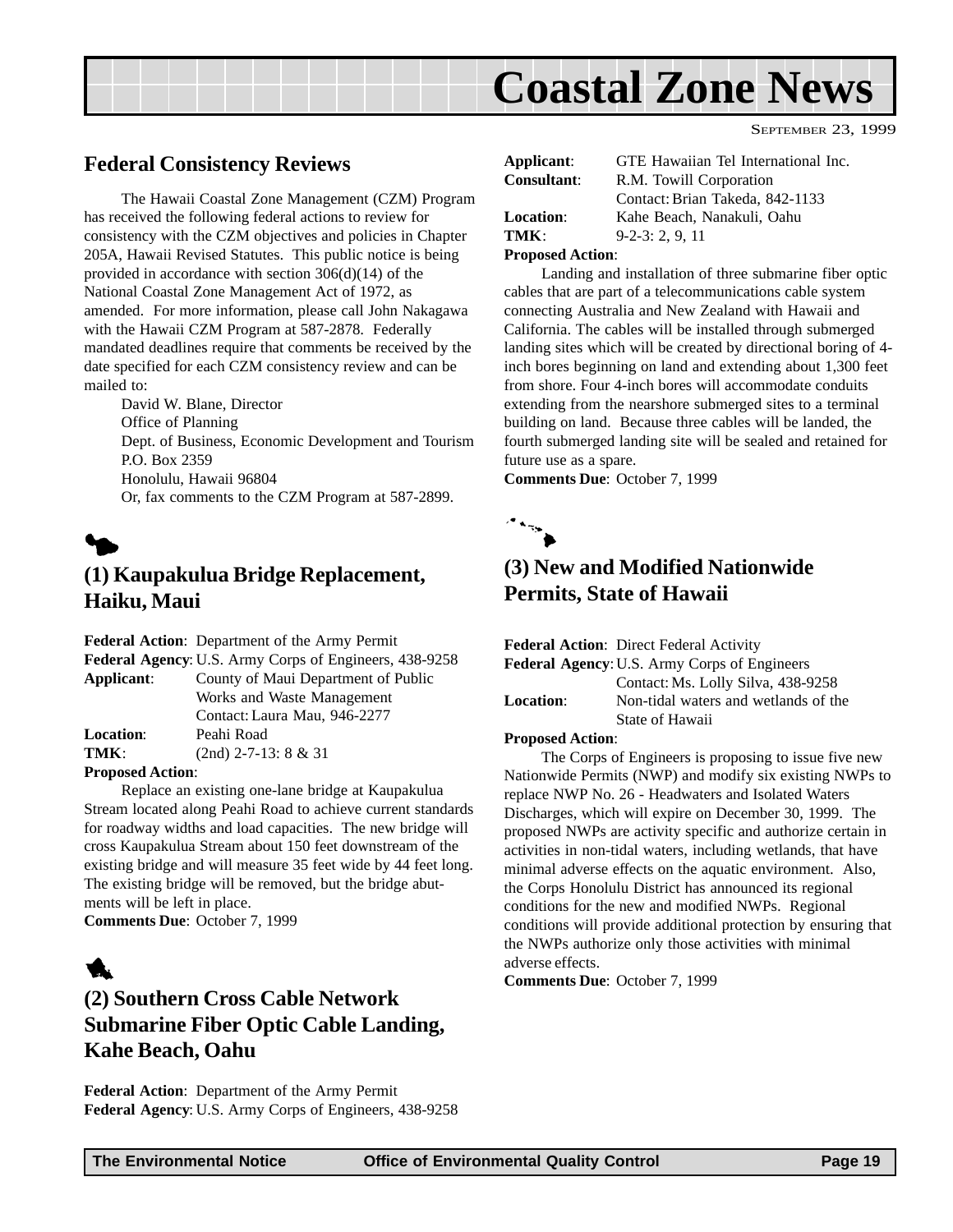# Coastal Zone News

September 23, 1999

## Federal Consistency Reviews

The Hawaii Coastal Zone Management (CZM) Program has received the following federal actions to review for consistency with the CZM objectives and policies in Chapter 205A, Hawaii Revised Statutes. This public notice is being provided in accordance with section 306(d)(14) of the National Coastal Zone Management Act of 1972, as amended. For more information, please call John Nakagawa with the Hawaii CZM Program at 587-2878. Federally mandated deadlines require that comments be received by the date specified for each CZM consistency review and can be mailed to:

David W. Blane, Director
Office of Planning
Dept. of Business, Economic Development and Tourism
P.O. Box 2359
Honolulu, Hawaii 96804
Or, fax comments to the CZM Program at 587-2899.

### (1) Kaupakulua Bridge Replacement, Haiku, Maui

**Federal Action**: Department of the Army Permit
**Federal Agency**: U.S. Army Corps of Engineers, 438-9258
**Applicant**: County of Maui Department of Public Works and Waste Management
Contact: Laura Mau, 946-2277
**Location**: Peahi Road
**TMK**: (2nd) 2-7-13: 8 & 31
**Proposed Action**:

Replace an existing one-lane bridge at Kaupakulua Stream located along Peahi Road to achieve current standards for roadway widths and load capacities. The new bridge will cross Kaupakulua Stream about 150 feet downstream of the existing bridge and will measure 35 feet wide by 44 feet long. The existing bridge will be removed, but the bridge abutments will be left in place.

**Comments Due**: October 7, 1999

### (2) Southern Cross Cable Network Submarine Fiber Optic Cable Landing, Kahe Beach, Oahu

**Federal Action**: Department of the Army Permit
**Federal Agency**: U.S. Army Corps of Engineers, 438-9258
**Applicant**: GTE Hawaiian Tel International Inc.
**Consultant**: R.M. Towill Corporation
Contact: Brian Takeda, 842-1133
**Location**: Kahe Beach, Nanakuli, Oahu
**TMK**: 9-2-3: 2, 9, 11
**Proposed Action**:

Landing and installation of three submarine fiber optic cables that are part of a telecommunications cable system connecting Australia and New Zealand with Hawaii and California. The cables will be installed through submerged landing sites which will be created by directional boring of 4-inch bores beginning on land and extending about 1,300 feet from shore. Four 4-inch bores will accommodate conduits extending from the nearshore submerged sites to a terminal building on land. Because three cables will be landed, the fourth submerged landing site will be sealed and retained for future use as a spare.

**Comments Due**: October 7, 1999

### (3) New and Modified Nationwide Permits, State of Hawaii

**Federal Action**: Direct Federal Activity
**Federal Agency**: U.S. Army Corps of Engineers
Contact: Ms. Lolly Silva, 438-9258
**Location**: Non-tidal waters and wetlands of the State of Hawaii
**Proposed Action**:

The Corps of Engineers is proposing to issue five new Nationwide Permits (NWP) and modify six existing NWPs to replace NWP No. 26 - Headwaters and Isolated Waters Discharges, which will expire on December 30, 1999. The proposed NWPs are activity specific and authorize certain in activities in non-tidal waters, including wetlands, that have minimal adverse effects on the aquatic environment. Also, the Corps Honolulu District has announced its regional conditions for the new and modified NWPs. Regional conditions will provide additional protection by ensuring that the NWPs authorize only those activities with minimal adverse effects.

**Comments Due**: October 7, 1999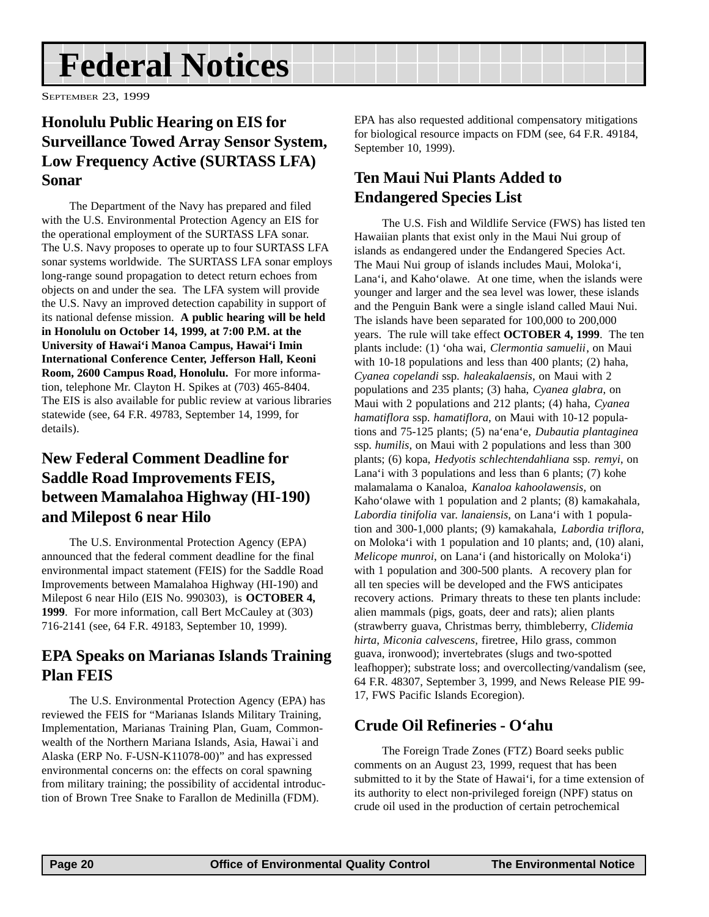# Federal Notices

SEPTEMBER 23, 1999

## Honolulu Public Hearing on EIS for Surveillance Towed Array Sensor System, Low Frequency Active (SURTASS LFA) Sonar

The Department of the Navy has prepared and filed with the U.S. Environmental Protection Agency an EIS for the operational employment of the SURTASS LFA sonar. The U.S. Navy proposes to operate up to four SURTASS LFA sonar systems worldwide. The SURTASS LFA sonar employs long-range sound propagation to detect return echoes from objects on and under the sea. The LFA system will provide the U.S. Navy an improved detection capability in support of its national defense mission. **A public hearing will be held in Honolulu on October 14, 1999, at 7:00 P.M. at the University of Hawai'i Manoa Campus, Hawai'i Imin International Conference Center, Jefferson Hall, Keoni Room, 2600 Campus Road, Honolulu.** For more information, telephone Mr. Clayton H. Spikes at (703) 465-8404. The EIS is also available for public review at various libraries statewide (see, 64 F.R. 49783, September 14, 1999, for details).

## New Federal Comment Deadline for Saddle Road Improvements FEIS, between Mamalahoa Highway (HI-190) and Milepost 6 near Hilo

The U.S. Environmental Protection Agency (EPA) announced that the federal comment deadline for the final environmental impact statement (FEIS) for the Saddle Road Improvements between Mamalahoa Highway (HI-190) and Milepost 6 near Hilo (EIS No. 990303), is **OCTOBER 4, 1999**. For more information, call Bert McCauley at (303) 716-2141 (see, 64 F.R. 49183, September 10, 1999).

## EPA Speaks on Marianas Islands Training Plan FEIS

The U.S. Environmental Protection Agency (EPA) has reviewed the FEIS for "Marianas Islands Military Training, Implementation, Marianas Training Plan, Guam, Commonwealth of the Northern Mariana Islands, Asia, Hawai`i and Alaska (ERP No. F-USN-K11078-00)" and has expressed environmental concerns on: the effects on coral spawning from military training; the possibility of accidental introduction of Brown Tree Snake to Farallon de Medinilla (FDM). EPA has also requested additional compensatory mitigations for biological resource impacts on FDM (see, 64 F.R. 49184, September 10, 1999).

## Ten Maui Nui Plants Added to Endangered Species List

The U.S. Fish and Wildlife Service (FWS) has listed ten Hawaiian plants that exist only in the Maui Nui group of islands as endangered under the Endangered Species Act. The Maui Nui group of islands includes Maui, Moloka'i, Lana'i, and Kaho'olawe. At one time, when the islands were younger and larger and the sea level was lower, these islands and the Penguin Bank were a single island called Maui Nui. The islands have been separated for 100,000 to 200,000 years. The rule will take effect **OCTOBER 4, 1999**. The ten plants include: (1) 'oha wai, *Clermontia samuelii*, on Maui with 10-18 populations and less than 400 plants; (2) haha, *Cyanea copelandi* ssp. *haleakalaensis*, on Maui with 2 populations and 235 plants; (3) haha, *Cyanea glabra*, on Maui with 2 populations and 212 plants; (4) haha, *Cyanea hamatiflora* ssp. *hamatiflora*, on Maui with 10-12 populations and 75-125 plants; (5) na'ena'e, *Dubautia plantaginea* ssp. *humilis*, on Maui with 2 populations and less than 300 plants; (6) kopa, *Hedyotis schlechtendahliana* ssp. *remyi*, on Lana'i with 3 populations and less than 6 plants; (7) kohe malamalama o Kanaloa, *Kanaloa kahoolawensis*, on Kaho'olawe with 1 population and 2 plants; (8) kamakahala, *Labordia tinifolia* var. *lanaiensis*, on Lana'i with 1 population and 300-1,000 plants; (9) kamakahala, *Labordia triflora*, on Moloka'i with 1 population and 10 plants; and, (10) alani, *Melicope munroi*, on Lana'i (and historically on Moloka'i) with 1 population and 300-500 plants. A recovery plan for all ten species will be developed and the FWS anticipates recovery actions. Primary threats to these ten plants include: alien mammals (pigs, goats, deer and rats); alien plants (strawberry guava, Christmas berry, thimbleberry, *Clidemia hirta*, *Miconia calvescens*, firetree, Hilo grass, common guava, ironwood); invertebrates (slugs and two-spotted leafhopper); substrate loss; and overcollecting/vandalism (see, 64 F.R. 48307, September 3, 1999, and News Release PIE 99-17, FWS Pacific Islands Ecoregion).

## Crude Oil Refineries - O'ahu

The Foreign Trade Zones (FTZ) Board seeks public comments on an August 23, 1999, request that has been submitted to it by the State of Hawai'i, for a time extension of its authority to elect non-privileged foreign (NPF) status on crude oil used in the production of certain petrochemical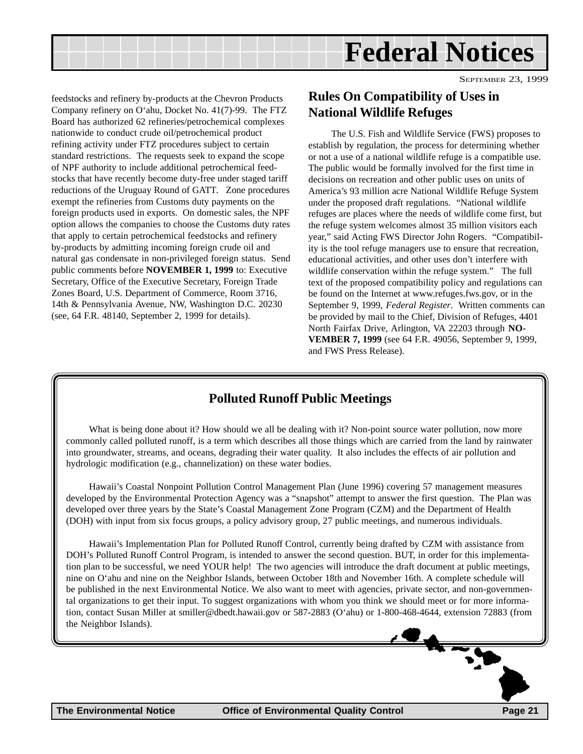# Federal Notices

SEPTEMBER 23, 1999

feedstocks and refinery by-products at the Chevron Products Company refinery on O'ahu, Docket No. 41(7)-99. The FTZ Board has authorized 62 refineries/petrochemical complexes nationwide to conduct crude oil/petrochemical product refining activity under FTZ procedures subject to certain standard restrictions. The requests seek to expand the scope of NPF authority to include additional petrochemical feedstocks that have recently become duty-free under staged tariff reductions of the Uruguay Round of GATT. Zone procedures exempt the refineries from Customs duty payments on the foreign products used in exports. On domestic sales, the NPF option allows the companies to choose the Customs duty rates that apply to certain petrochemical feedstocks and refinery by-products by admitting incoming foreign crude oil and natural gas condensate in non-privileged foreign status. Send public comments before **NOVEMBER 1, 1999** to: Executive Secretary, Office of the Executive Secretary, Foreign Trade Zones Board, U.S. Department of Commerce, Room 3716, 14th & Pennsylvania Avenue, NW, Washington D.C. 20230 (see, 64 F.R. 48140, September 2, 1999 for details).

## Rules On Compatibility of Uses in National Wildlife Refuges

The U.S. Fish and Wildlife Service (FWS) proposes to establish by regulation, the process for determining whether or not a use of a national wildlife refuge is a compatible use. The public would be formally involved for the first time in decisions on recreation and other public uses on units of America's 93 million acre National Wildlife Refuge System under the proposed draft regulations. "National wildlife refuges are places where the needs of wildlife come first, but the refuge system welcomes almost 35 million visitors each year," said Acting FWS Director John Rogers. "Compatibility is the tool refuge managers use to ensure that recreation, educational activities, and other uses don't interfere with wildlife conservation within the refuge system." The full text of the proposed compatibility policy and regulations can be found on the Internet at www.refuges.fws.gov, or in the September 9, 1999, *Federal Register*. Written comments can be provided by mail to the Chief, Division of Refuges, 4401 North Fairfax Drive, Arlington, VA 22203 through **NOVEMBER 7, 1999** (see 64 F.R. 49056, September 9, 1999, and FWS Press Release).

## Polluted Runoff Public Meetings

What is being done about it? How should we all be dealing with it? Non-point source water pollution, now more commonly called polluted runoff, is a term which describes all those things which are carried from the land by rainwater into groundwater, streams, and oceans, degrading their water quality. It also includes the effects of air pollution and hydrologic modification (e.g., channelization) on these water bodies.

Hawaii's Coastal Nonpoint Pollution Control Management Plan (June 1996) covering 57 management measures developed by the Environmental Protection Agency was a "snapshot" attempt to answer the first question. The Plan was developed over three years by the State's Coastal Management Zone Program (CZM) and the Department of Health (DOH) with input from six focus groups, a policy advisory group, 27 public meetings, and numerous individuals.

Hawaii's Implementation Plan for Polluted Runoff Control, currently being drafted by CZM with assistance from DOH's Polluted Runoff Control Program, is intended to answer the second question. BUT, in order for this implementation plan to be successful, we need YOUR help! The two agencies will introduce the draft document at public meetings, nine on O'ahu and nine on the Neighbor Islands, between October 18th and November 16th. A complete schedule will be published in the next Environmental Notice. We also want to meet with agencies, private sector, and non-governmental organizations to get their input. To suggest organizations with whom you think we should meet or for more information, contact Susan Miller at smiller@dbedt.hawaii.gov or 587-2883 (O'ahu) or 1-800-468-4644, extension 72883 (from the Neighbor Islands).